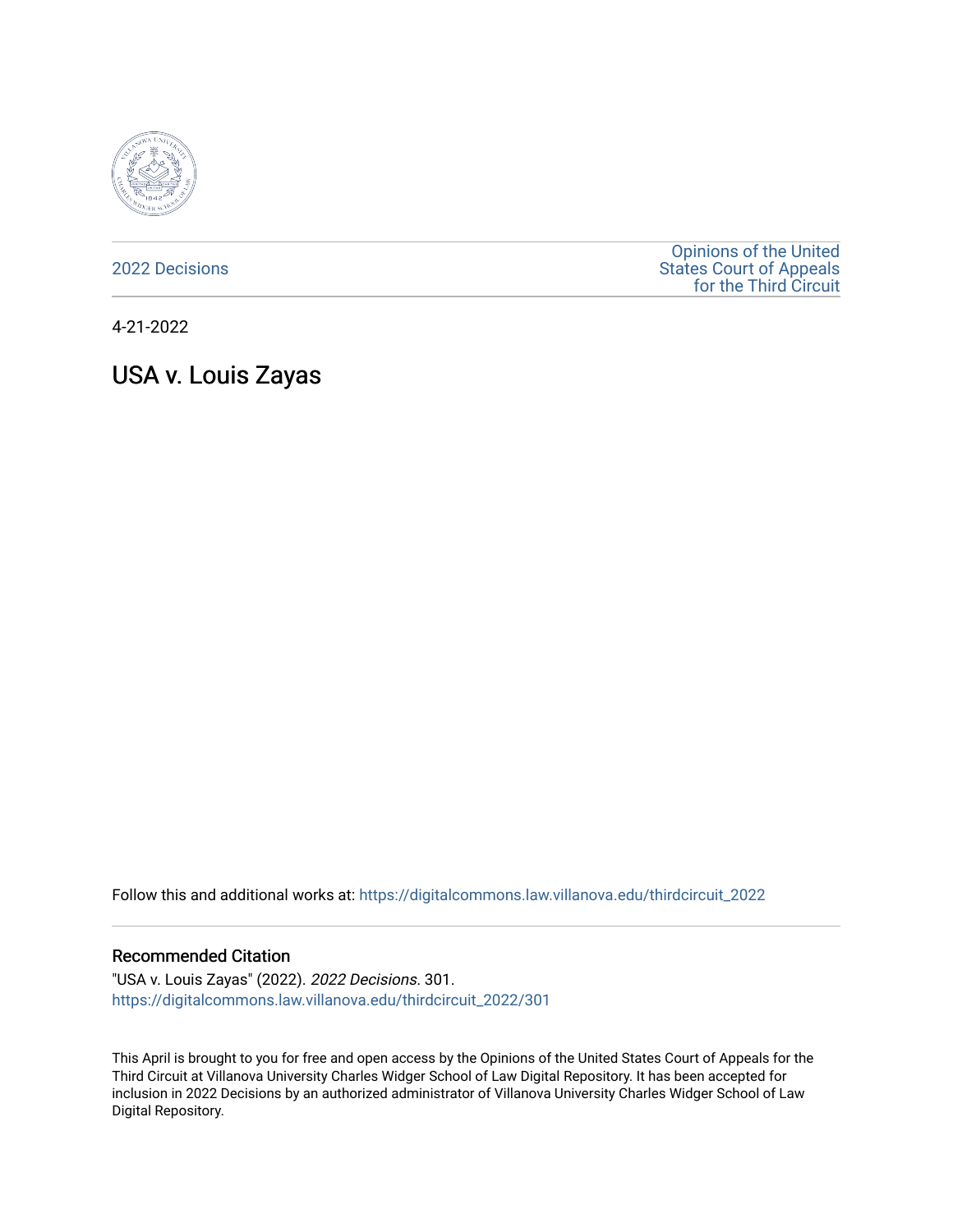2022 Decisions

Opinions of the United States Court of Appeals for the Third Circuit

4-21-2022

# USA v. Louis Zayas

Follow this and additional works at: https://digitalcommons.law.villanova.edu/thirdcircuit_2022

### Recommended Citation

"USA v. Louis Zayas" (2022). *2022 Decisions*. 301.
https://digitalcommons.law.villanova.edu/thirdcircuit_2022/301

This April is brought to you for free and open access by the Opinions of the United States Court of Appeals for the Third Circuit at Villanova University Charles Widger School of Law Digital Repository. It has been accepted for inclusion in 2022 Decisions by an authorized administrator of Villanova University Charles Widger School of Law Digital Repository.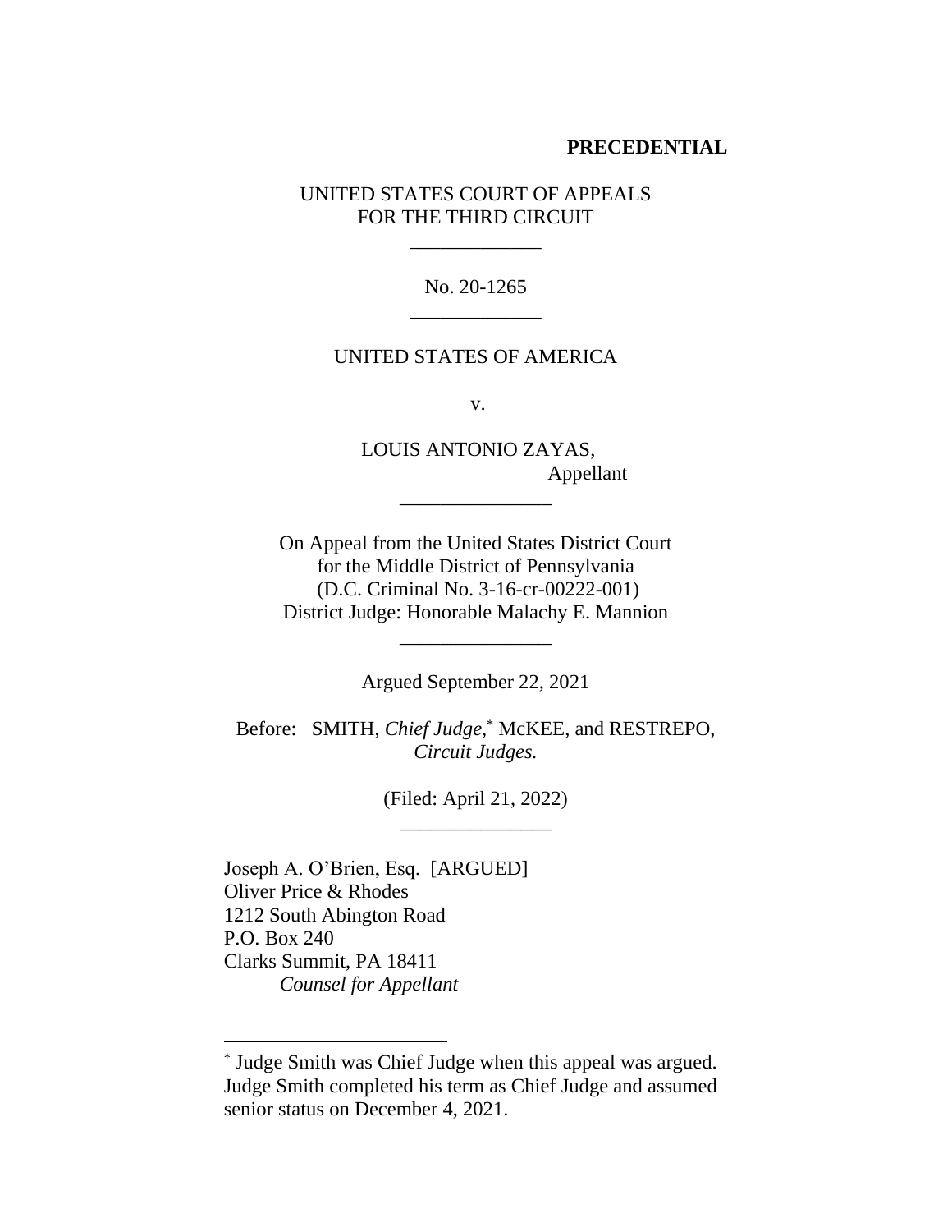**PRECEDENTIAL**

UNITED STATES COURT OF APPEALS
FOR THE THIRD CIRCUIT

\_\_\_\_\_\_\_\_\_\_\_\_\_

No. 20-1265

\_\_\_\_\_\_\_\_\_\_\_\_\_

UNITED STATES OF AMERICA

v.

LOUIS ANTONIO ZAYAS,
Appellant

\_\_\_\_\_\_\_\_\_\_\_\_\_\_\_

On Appeal from the United States District Court
for the Middle District of Pennsylvania
(D.C. Criminal No. 3-16-cr-00222-001)
District Judge: Honorable Malachy E. Mannion

\_\_\_\_\_\_\_\_\_\_\_\_\_\_\_

Argued September 22, 2021

Before: SMITH, *Chief Judge*,[*] McKEE, and RESTREPO, *Circuit Judges.*

(Filed: April 21, 2022)

\_\_\_\_\_\_\_\_\_\_\_\_\_\_\_

Joseph A. O'Brien, Esq. [ARGUED]
Oliver Price & Rhodes
1212 South Abington Road
P.O. Box 240
Clarks Summit, PA 18411
*Counsel for Appellant*

---

[*] Judge Smith was Chief Judge when this appeal was argued. Judge Smith completed his term as Chief Judge and assumed senior status on December 4, 2021.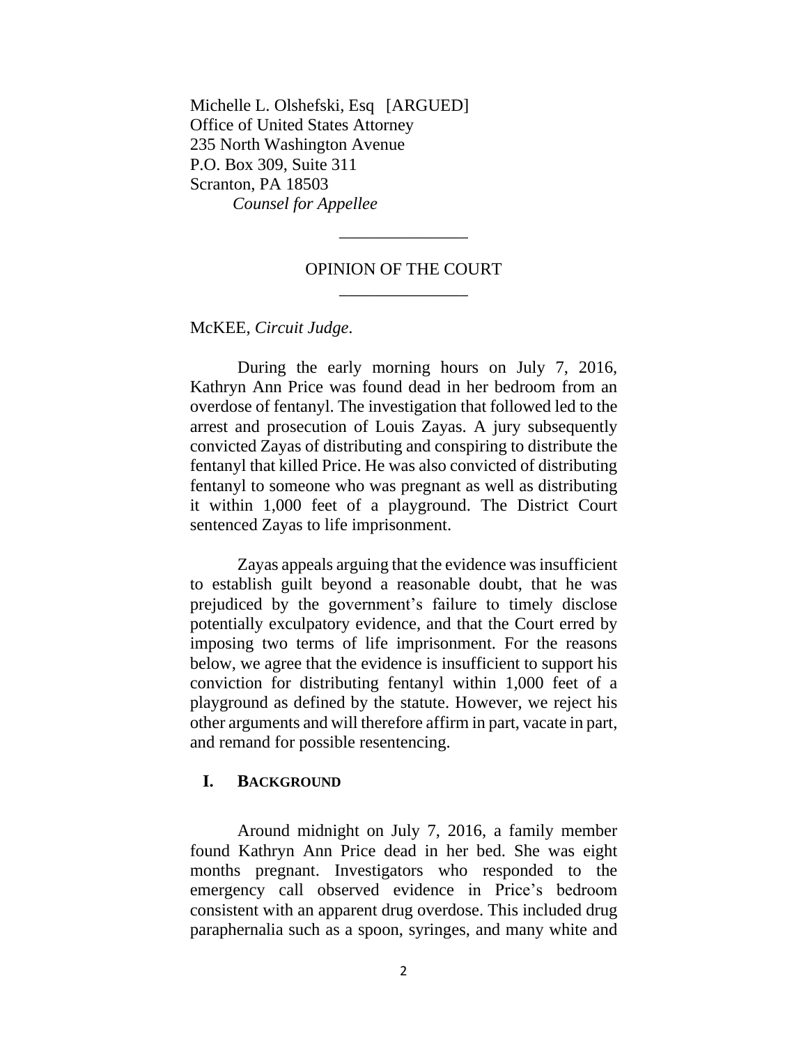Michelle L. Olshefski, Esq [ARGUED]
Office of United States Attorney
235 North Washington Avenue
P.O. Box 309, Suite 311
Scranton, PA 18503
*Counsel for Appellee*

---

OPINION OF THE COURT

---

McKEE, *Circuit Judge*.

During the early morning hours on July 7, 2016, Kathryn Ann Price was found dead in her bedroom from an overdose of fentanyl. The investigation that followed led to the arrest and prosecution of Louis Zayas. A jury subsequently convicted Zayas of distributing and conspiring to distribute the fentanyl that killed Price. He was also convicted of distributing fentanyl to someone who was pregnant as well as distributing it within 1,000 feet of a playground. The District Court sentenced Zayas to life imprisonment.

Zayas appeals arguing that the evidence was insufficient to establish guilt beyond a reasonable doubt, that he was prejudiced by the government's failure to timely disclose potentially exculpatory evidence, and that the Court erred by imposing two terms of life imprisonment. For the reasons below, we agree that the evidence is insufficient to support his conviction for distributing fentanyl within 1,000 feet of a playground as defined by the statute. However, we reject his other arguments and will therefore affirm in part, vacate in part, and remand for possible resentencing.

## I. BACKGROUND

Around midnight on July 7, 2016, a family member found Kathryn Ann Price dead in her bed. She was eight months pregnant. Investigators who responded to the emergency call observed evidence in Price's bedroom consistent with an apparent drug overdose. This included drug paraphernalia such as a spoon, syringes, and many white and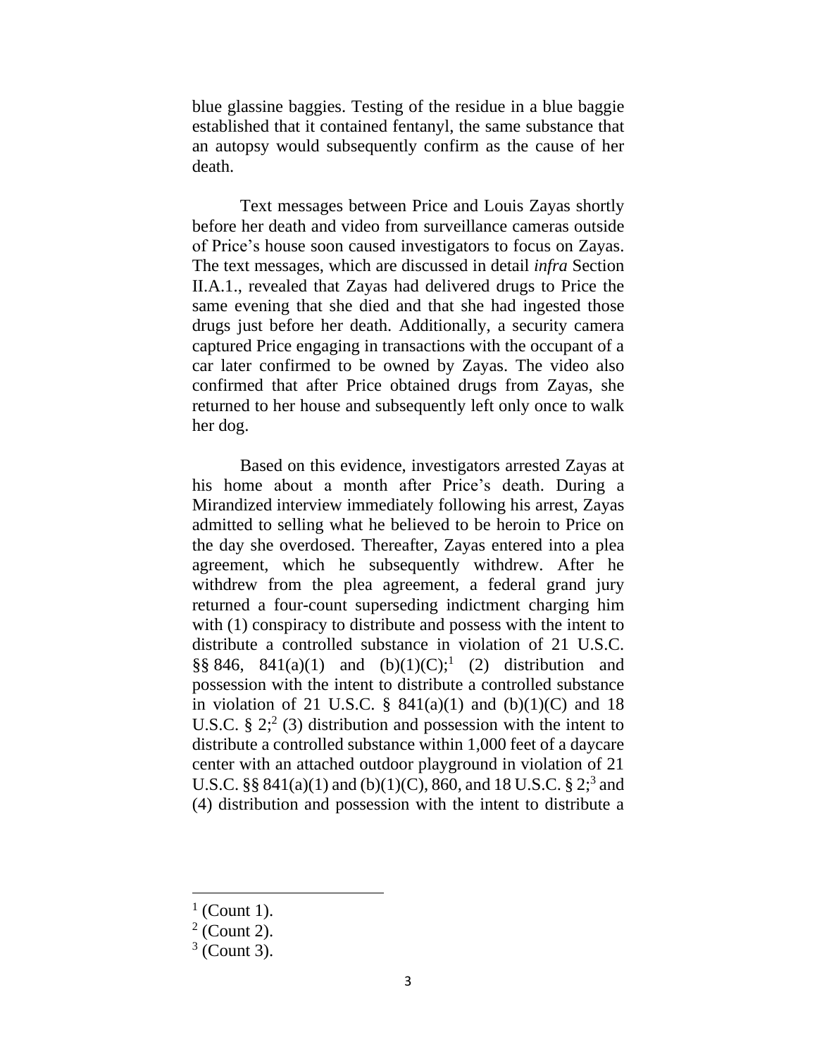blue glassine baggies. Testing of the residue in a blue baggie established that it contained fentanyl, the same substance that an autopsy would subsequently confirm as the cause of her death.

Text messages between Price and Louis Zayas shortly before her death and video from surveillance cameras outside of Price's house soon caused investigators to focus on Zayas. The text messages, which are discussed in detail *infra* Section II.A.1., revealed that Zayas had delivered drugs to Price the same evening that she died and that she had ingested those drugs just before her death. Additionally, a security camera captured Price engaging in transactions with the occupant of a car later confirmed to be owned by Zayas. The video also confirmed that after Price obtained drugs from Zayas, she returned to her house and subsequently left only once to walk her dog.

Based on this evidence, investigators arrested Zayas at his home about a month after Price's death. During a Mirandized interview immediately following his arrest, Zayas admitted to selling what he believed to be heroin to Price on the day she overdosed. Thereafter, Zayas entered into a plea agreement, which he subsequently withdrew. After he withdrew from the plea agreement, a federal grand jury returned a four-count superseding indictment charging him with (1) conspiracy to distribute and possess with the intent to distribute a controlled substance in violation of 21 U.S.C. §§ 846, 841(a)(1) and (b)(1)(C);[1] (2) distribution and possession with the intent to distribute a controlled substance in violation of 21 U.S.C. § 841(a)(1) and (b)(1)(C) and 18 U.S.C. § 2;[2] (3) distribution and possession with the intent to distribute a controlled substance within 1,000 feet of a daycare center with an attached outdoor playground in violation of 21 U.S.C. §§ 841(a)(1) and (b)(1)(C), 860, and 18 U.S.C. § 2;[3] and (4) distribution and possession with the intent to distribute a

---

[1] (Count 1).

[2] (Count 2).

[3] (Count 3).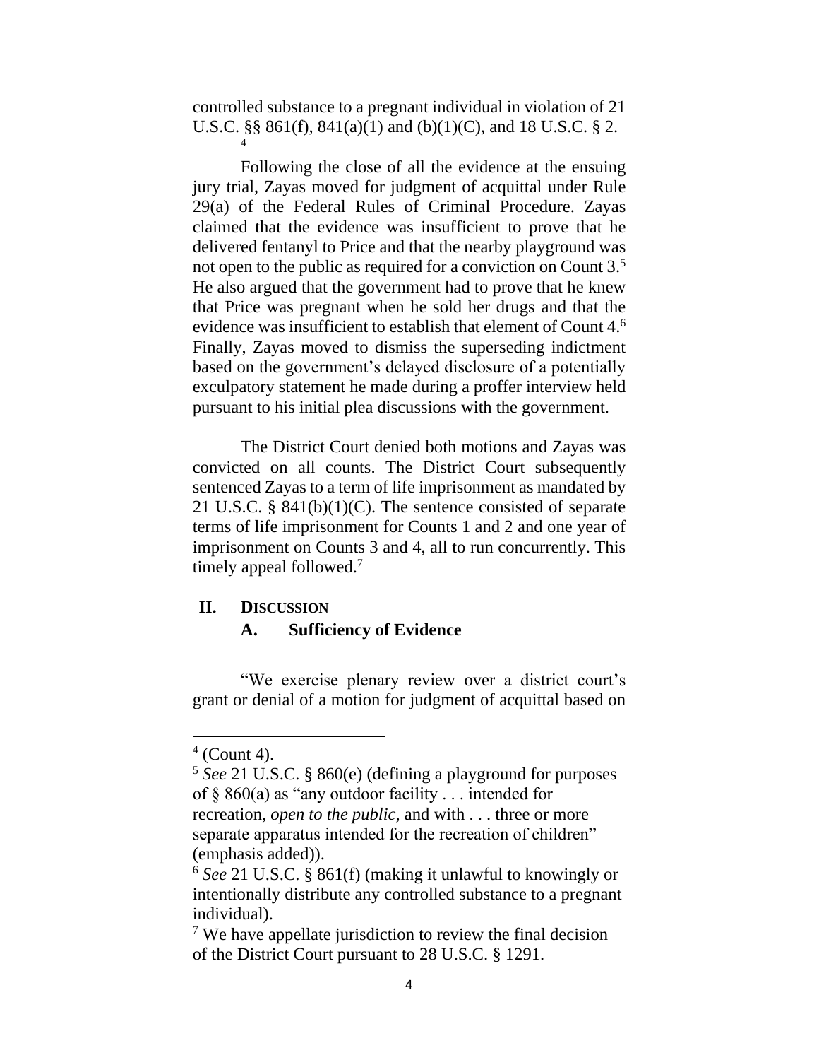controlled substance to a pregnant individual in violation of 21 U.S.C. §§ 861(f), 841(a)(1) and (b)(1)(C), and 18 U.S.C. § 2.[4]

Following the close of all the evidence at the ensuing jury trial, Zayas moved for judgment of acquittal under Rule 29(a) of the Federal Rules of Criminal Procedure. Zayas claimed that the evidence was insufficient to prove that he delivered fentanyl to Price and that the nearby playground was not open to the public as required for a conviction on Count 3.[5] He also argued that the government had to prove that he knew that Price was pregnant when he sold her drugs and that the evidence was insufficient to establish that element of Count 4.[6] Finally, Zayas moved to dismiss the superseding indictment based on the government's delayed disclosure of a potentially exculpatory statement he made during a proffer interview held pursuant to his initial plea discussions with the government.

The District Court denied both motions and Zayas was convicted on all counts. The District Court subsequently sentenced Zayas to a term of life imprisonment as mandated by 21 U.S.C. § 841(b)(1)(C). The sentence consisted of separate terms of life imprisonment for Counts 1 and 2 and one year of imprisonment on Counts 3 and 4, all to run concurrently. This timely appeal followed.[7]

## II. DISCUSSION

### A. Sufficiency of Evidence

"We exercise plenary review over a district court's grant or denial of a motion for judgment of acquittal based on

---

[4] (Count 4).

[5] *See* 21 U.S.C. § 860(e) (defining a playground for purposes of § 860(a) as "any outdoor facility . . . intended for recreation, *open to the public*, and with . . . three or more separate apparatus intended for the recreation of children" (emphasis added)).

[6] *See* 21 U.S.C. § 861(f) (making it unlawful to knowingly or intentionally distribute any controlled substance to a pregnant individual).

[7] We have appellate jurisdiction to review the final decision of the District Court pursuant to 28 U.S.C. § 1291.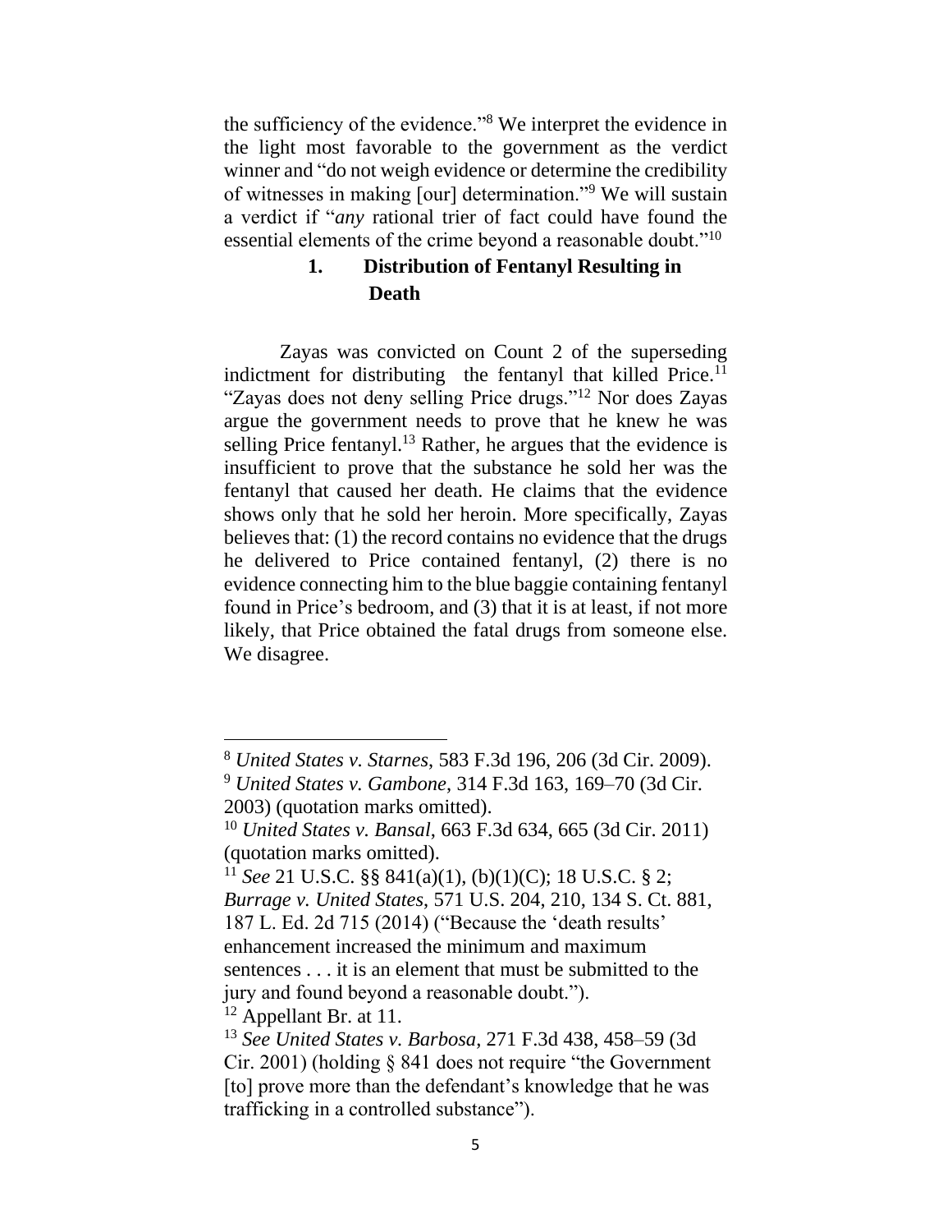the sufficiency of the evidence."[8] We interpret the evidence in the light most favorable to the government as the verdict winner and "do not weigh evidence or determine the credibility of witnesses in making [our] determination."[9] We will sustain a verdict if "*any* rational trier of fact could have found the essential elements of the crime beyond a reasonable doubt."[10]

### 1. Distribution of Fentanyl Resulting in Death

Zayas was convicted on Count 2 of the superseding indictment for distributing the fentanyl that killed Price.[11] "Zayas does not deny selling Price drugs."[12] Nor does Zayas argue the government needs to prove that he knew he was selling Price fentanyl.[13] Rather, he argues that the evidence is insufficient to prove that the substance he sold her was the fentanyl that caused her death. He claims that the evidence shows only that he sold her heroin. More specifically, Zayas believes that: (1) the record contains no evidence that the drugs he delivered to Price contained fentanyl, (2) there is no evidence connecting him to the blue baggie containing fentanyl found in Price's bedroom, and (3) that it is at least, if not more likely, that Price obtained the fatal drugs from someone else. We disagree.

---

[8] *United States v. Starnes*, 583 F.3d 196, 206 (3d Cir. 2009).

[9] *United States v. Gambone*, 314 F.3d 163, 169–70 (3d Cir. 2003) (quotation marks omitted).

[10] *United States v. Bansal*, 663 F.3d 634, 665 (3d Cir. 2011) (quotation marks omitted).

[11] *See* 21 U.S.C. §§ 841(a)(1), (b)(1)(C); 18 U.S.C. § 2; *Burrage v. United States*, 571 U.S. 204, 210, 134 S. Ct. 881, 187 L. Ed. 2d 715 (2014) ("Because the 'death results' enhancement increased the minimum and maximum sentences . . . it is an element that must be submitted to the jury and found beyond a reasonable doubt.").

[12] Appellant Br. at 11.

[13] *See United States v. Barbosa*, 271 F.3d 438, 458–59 (3d Cir. 2001) (holding § 841 does not require "the Government [to] prove more than the defendant's knowledge that he was trafficking in a controlled substance").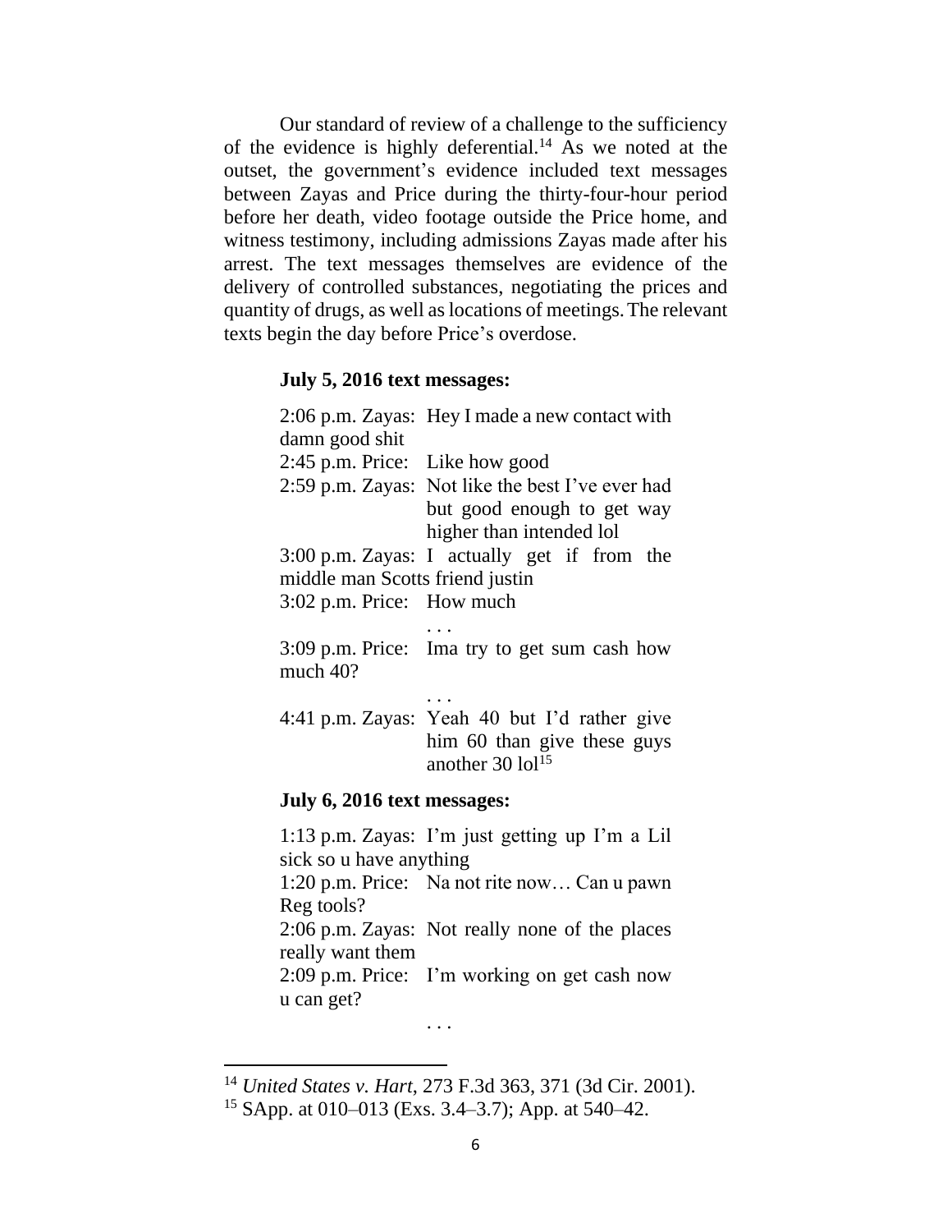Our standard of review of a challenge to the sufficiency of the evidence is highly deferential.[14] As we noted at the outset, the government's evidence included text messages between Zayas and Price during the thirty-four-hour period before her death, video footage outside the Price home, and witness testimony, including admissions Zayas made after his arrest. The text messages themselves are evidence of the delivery of controlled substances, negotiating the prices and quantity of drugs, as well as locations of meetings. The relevant texts begin the day before Price's overdose.

**July 5, 2016 text messages:**

2:06 p.m. Zayas: Hey I made a new contact with damn good shit
2:45 p.m. Price: Like how good
2:59 p.m. Zayas: Not like the best I've ever had but good enough to get way higher than intended lol
3:00 p.m. Zayas: I actually get if from the middle man Scotts friend justin
3:02 p.m. Price: How much

. . .

3:09 p.m. Price: Ima try to get sum cash how much 40?

. . .

4:41 p.m. Zayas: Yeah 40 but I'd rather give him 60 than give these guys another 30 lol[15]

**July 6, 2016 text messages:**

1:13 p.m. Zayas: I'm just getting up I'm a Lil sick so u have anything
1:20 p.m. Price: Na not rite now… Can u pawn Reg tools?
2:06 p.m. Zayas: Not really none of the places really want them
2:09 p.m. Price: I'm working on get cash now u can get?

. . .

---

[14] *United States v. Hart*, 273 F.3d 363, 371 (3d Cir. 2001).

[15] SApp. at 010–013 (Exs. 3.4–3.7); App. at 540–42.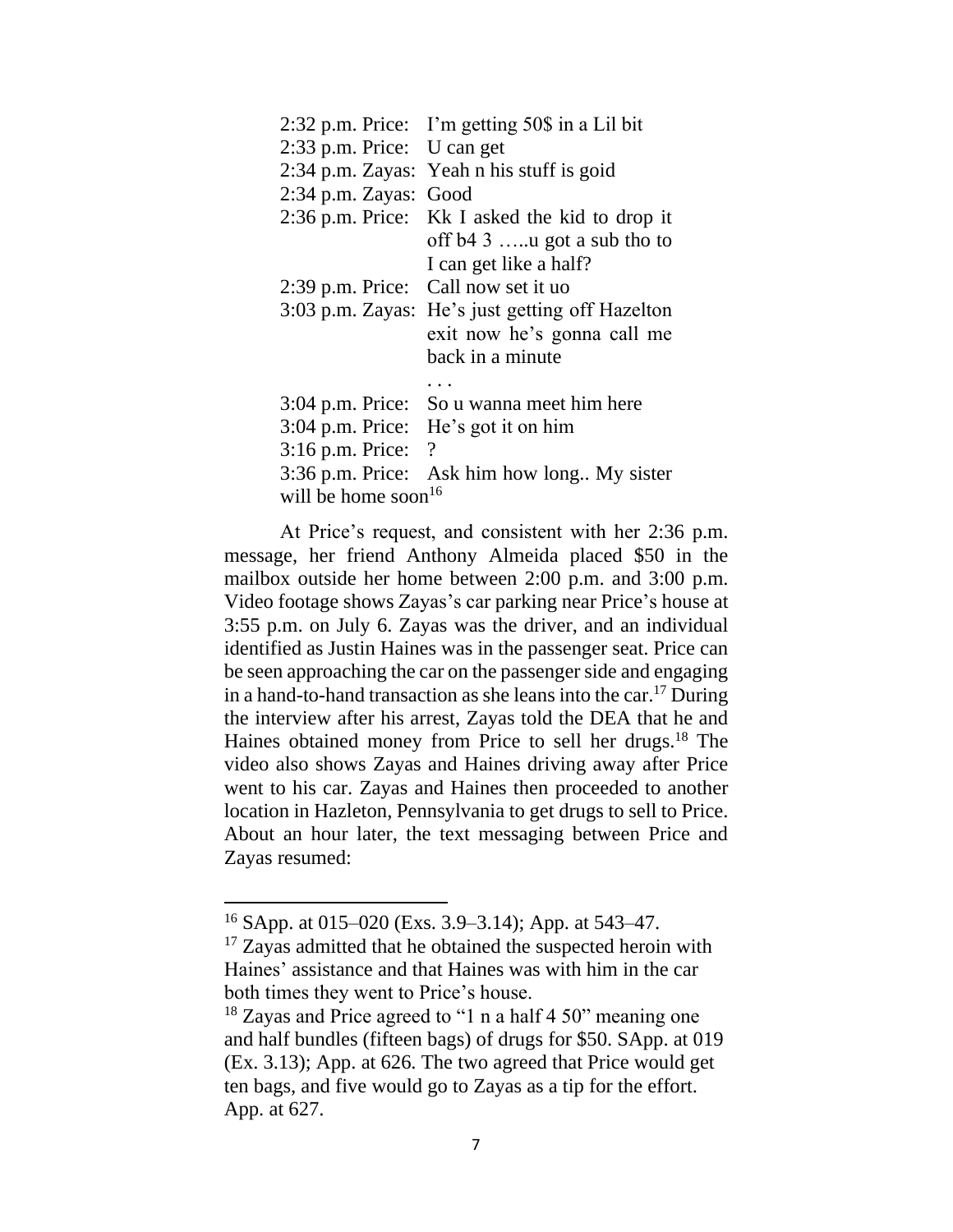| | |
|---|---|
| 2:32 p.m. Price: | I'm getting 50$ in a Lil bit |
| 2:33 p.m. Price: | U can get |
| 2:34 p.m. Zayas: | Yeah n his stuff is goid |
| 2:34 p.m. Zayas: | Good |
| 2:36 p.m. Price: | Kk I asked the kid to drop it off b4 3 …..u got a sub tho to I can get like a half? |
| 2:39 p.m. Price: | Call now set it uo |
| 3:03 p.m. Zayas: | He's just getting off Hazelton exit now he's gonna call me back in a minute |
| | . . . |
| 3:04 p.m. Price: | So u wanna meet him here |
| 3:04 p.m. Price: | He's got it on him |
| 3:16 p.m. Price: | ? |
| 3:36 p.m. Price: | Ask him how long.. My sister will be home soon[16] |

At Price's request, and consistent with her 2:36 p.m. message, her friend Anthony Almeida placed $50 in the mailbox outside her home between 2:00 p.m. and 3:00 p.m. Video footage shows Zayas's car parking near Price's house at 3:55 p.m. on July 6. Zayas was the driver, and an individual identified as Justin Haines was in the passenger seat. Price can be seen approaching the car on the passenger side and engaging in a hand-to-hand transaction as she leans into the car.[17] During the interview after his arrest, Zayas told the DEA that he and Haines obtained money from Price to sell her drugs.[18] The video also shows Zayas and Haines driving away after Price went to his car. Zayas and Haines then proceeded to another location in Hazleton, Pennsylvania to get drugs to sell to Price. About an hour later, the text messaging between Price and Zayas resumed:

---

[16] SApp. at 015–020 (Exs. 3.9–3.14); App. at 543–47.

[17] Zayas admitted that he obtained the suspected heroin with Haines' assistance and that Haines was with him in the car both times they went to Price's house.

[18] Zayas and Price agreed to "1 n a half 4 50" meaning one and half bundles (fifteen bags) of drugs for $50. SApp. at 019 (Ex. 3.13); App. at 626. The two agreed that Price would get ten bags, and five would go to Zayas as a tip for the effort. App. at 627.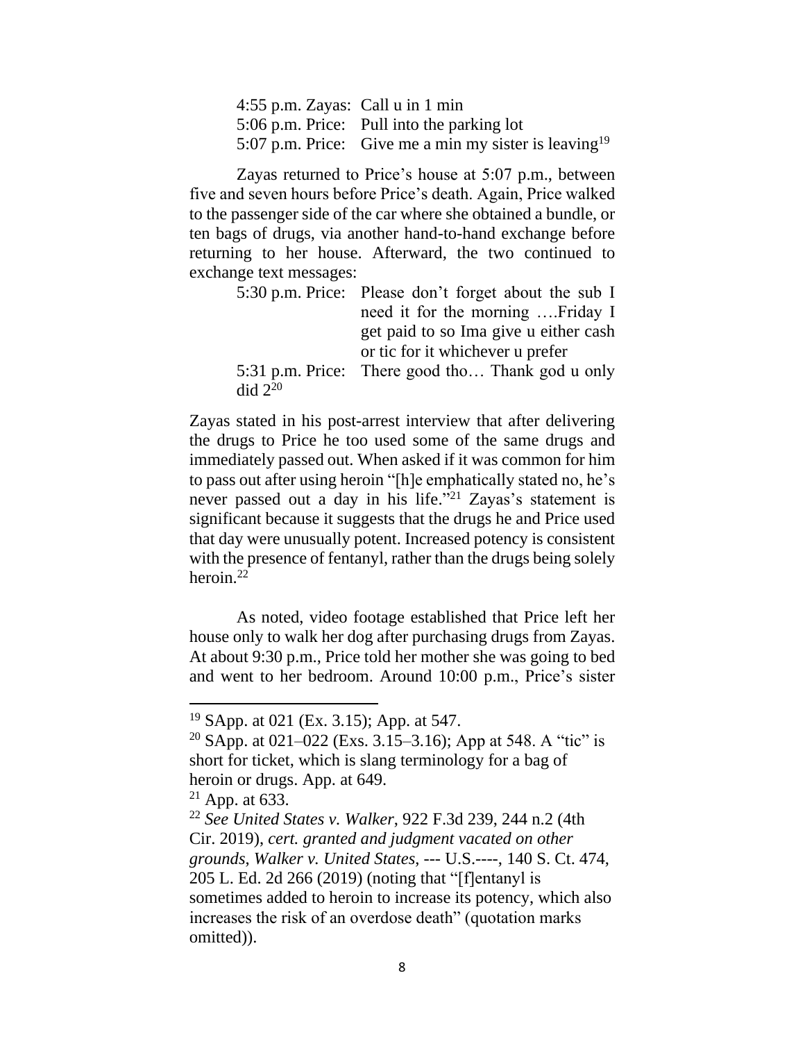4:55 p.m. Zayas: Call u in 1 min
5:06 p.m. Price: Pull into the parking lot
5:07 p.m. Price: Give me a min my sister is leaving[19]

Zayas returned to Price's house at 5:07 p.m., between five and seven hours before Price's death. Again, Price walked to the passenger side of the car where she obtained a bundle, or ten bags of drugs, via another hand-to-hand exchange before returning to her house. Afterward, the two continued to exchange text messages:

5:30 p.m. Price: Please don't forget about the sub I need it for the morning ….Friday I get paid to so Ima give u either cash or tic for it whichever u prefer
5:31 p.m. Price: There good tho… Thank god u only did 2[20]

Zayas stated in his post-arrest interview that after delivering the drugs to Price he too used some of the same drugs and immediately passed out. When asked if it was common for him to pass out after using heroin "[h]e emphatically stated no, he's never passed out a day in his life."[21] Zayas's statement is significant because it suggests that the drugs he and Price used that day were unusually potent. Increased potency is consistent with the presence of fentanyl, rather than the drugs being solely heroin.[22]

As noted, video footage established that Price left her house only to walk her dog after purchasing drugs from Zayas. At about 9:30 p.m., Price told her mother she was going to bed and went to her bedroom. Around 10:00 p.m., Price's sister

---

[19] SApp. at 021 (Ex. 3.15); App. at 547.

[20] SApp. at 021–022 (Exs. 3.15–3.16); App at 548. A "tic" is short for ticket, which is slang terminology for a bag of heroin or drugs. App. at 649.

[21] App. at 633.

[22] *See United States v. Walker*, 922 F.3d 239, 244 n.2 (4th Cir. 2019), *cert. granted and judgment vacated on other grounds*, *Walker v. United States*, --- U.S.----, 140 S. Ct. 474, 205 L. Ed. 2d 266 (2019) (noting that "[f]entanyl is sometimes added to heroin to increase its potency, which also increases the risk of an overdose death" (quotation marks omitted)).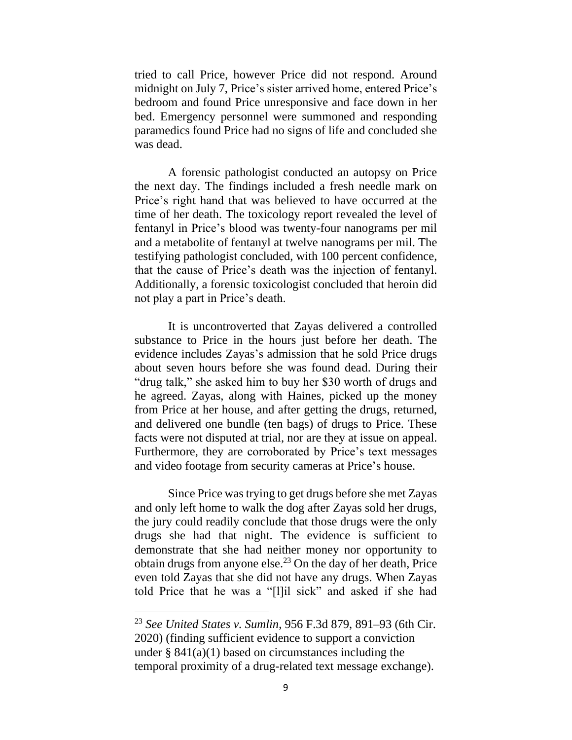tried to call Price, however Price did not respond. Around midnight on July 7, Price's sister arrived home, entered Price's bedroom and found Price unresponsive and face down in her bed. Emergency personnel were summoned and responding paramedics found Price had no signs of life and concluded she was dead.

A forensic pathologist conducted an autopsy on Price the next day. The findings included a fresh needle mark on Price's right hand that was believed to have occurred at the time of her death. The toxicology report revealed the level of fentanyl in Price's blood was twenty-four nanograms per mil and a metabolite of fentanyl at twelve nanograms per mil. The testifying pathologist concluded, with 100 percent confidence, that the cause of Price's death was the injection of fentanyl. Additionally, a forensic toxicologist concluded that heroin did not play a part in Price's death.

It is uncontroverted that Zayas delivered a controlled substance to Price in the hours just before her death. The evidence includes Zayas's admission that he sold Price drugs about seven hours before she was found dead. During their "drug talk," she asked him to buy her $30 worth of drugs and he agreed. Zayas, along with Haines, picked up the money from Price at her house, and after getting the drugs, returned, and delivered one bundle (ten bags) of drugs to Price. These facts were not disputed at trial, nor are they at issue on appeal. Furthermore, they are corroborated by Price's text messages and video footage from security cameras at Price's house.

Since Price was trying to get drugs before she met Zayas and only left home to walk the dog after Zayas sold her drugs, the jury could readily conclude that those drugs were the only drugs she had that night. The evidence is sufficient to demonstrate that she had neither money nor opportunity to obtain drugs from anyone else.[23] On the day of her death, Price even told Zayas that she did not have any drugs. When Zayas told Price that he was a "[l]il sick" and asked if she had

---

[23] *See United States v. Sumlin*, 956 F.3d 879, 891–93 (6th Cir. 2020) (finding sufficient evidence to support a conviction under § 841(a)(1) based on circumstances including the temporal proximity of a drug-related text message exchange).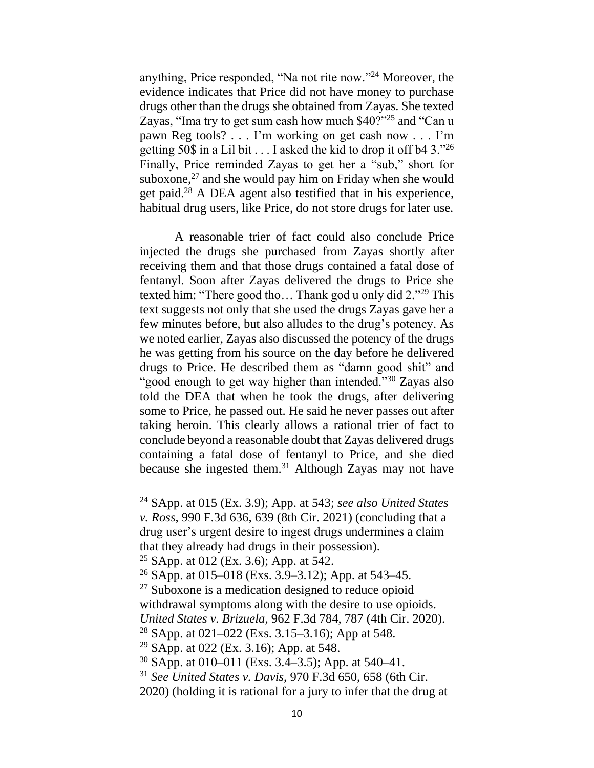anything, Price responded, "Na not rite now."[24] Moreover, the evidence indicates that Price did not have money to purchase drugs other than the drugs she obtained from Zayas. She texted Zayas, "Ima try to get sum cash how much $40?"[25] and "Can u pawn Reg tools? . . . I'm working on get cash now . . . I'm getting 50$ in a Lil bit . . . I asked the kid to drop it off b4 3."[26] Finally, Price reminded Zayas to get her a "sub," short for suboxone,[27] and she would pay him on Friday when she would get paid.[28] A DEA agent also testified that in his experience, habitual drug users, like Price, do not store drugs for later use.

A reasonable trier of fact could also conclude Price injected the drugs she purchased from Zayas shortly after receiving them and that those drugs contained a fatal dose of fentanyl. Soon after Zayas delivered the drugs to Price she texted him: "There good tho… Thank god u only did 2."[29] This text suggests not only that she used the drugs Zayas gave her a few minutes before, but also alludes to the drug's potency. As we noted earlier, Zayas also discussed the potency of the drugs he was getting from his source on the day before he delivered drugs to Price. He described them as "damn good shit" and "good enough to get way higher than intended."[30] Zayas also told the DEA that when he took the drugs, after delivering some to Price, he passed out. He said he never passes out after taking heroin. This clearly allows a rational trier of fact to conclude beyond a reasonable doubt that Zayas delivered drugs containing a fatal dose of fentanyl to Price, and she died because she ingested them.[31] Although Zayas may not have

---

[24] SApp. at 015 (Ex. 3.9); App. at 543; *see also United States v. Ross*, 990 F.3d 636, 639 (8th Cir. 2021) (concluding that a drug user's urgent desire to ingest drugs undermines a claim that they already had drugs in their possession).

[25] SApp. at 012 (Ex. 3.6); App. at 542.

[26] SApp. at 015–018 (Exs. 3.9–3.12); App. at 543–45.

[27] Suboxone is a medication designed to reduce opioid withdrawal symptoms along with the desire to use opioids. *United States v. Brizuela*, 962 F.3d 784, 787 (4th Cir. 2020).

[28] SApp. at 021–022 (Exs. 3.15–3.16); App at 548.

[29] SApp. at 022 (Ex. 3.16); App. at 548.

[30] SApp. at 010–011 (Exs. 3.4–3.5); App. at 540–41.

[31] *See United States v. Davis*, 970 F.3d 650, 658 (6th Cir. 2020) (holding it is rational for a jury to infer that the drug at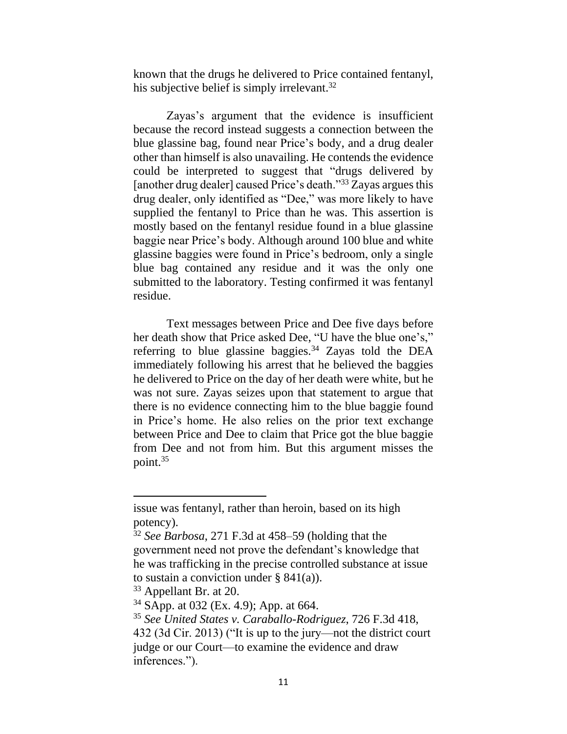known that the drugs he delivered to Price contained fentanyl, his subjective belief is simply irrelevant.[32]

Zayas's argument that the evidence is insufficient because the record instead suggests a connection between the blue glassine bag, found near Price's body, and a drug dealer other than himself is also unavailing. He contends the evidence could be interpreted to suggest that "drugs delivered by [another drug dealer] caused Price's death."[33] Zayas argues this drug dealer, only identified as "Dee," was more likely to have supplied the fentanyl to Price than he was. This assertion is mostly based on the fentanyl residue found in a blue glassine baggie near Price's body. Although around 100 blue and white glassine baggies were found in Price's bedroom, only a single blue bag contained any residue and it was the only one submitted to the laboratory. Testing confirmed it was fentanyl residue.

Text messages between Price and Dee five days before her death show that Price asked Dee, "U have the blue one's," referring to blue glassine baggies.[34] Zayas told the DEA immediately following his arrest that he believed the baggies he delivered to Price on the day of her death were white, but he was not sure. Zayas seizes upon that statement to argue that there is no evidence connecting him to the blue baggie found in Price's home. He also relies on the prior text exchange between Price and Dee to claim that Price got the blue baggie from Dee and not from him. But this argument misses the point.[35]

---

issue was fentanyl, rather than heroin, based on its high potency).

[32] *See Barbosa*, 271 F.3d at 458–59 (holding that the government need not prove the defendant's knowledge that he was trafficking in the precise controlled substance at issue to sustain a conviction under § 841(a)).

[33] Appellant Br. at 20.

[34] SApp. at 032 (Ex. 4.9); App. at 664.

[35] *See United States v. Caraballo-Rodriguez*, 726 F.3d 418, 432 (3d Cir. 2013) ("It is up to the jury—not the district court judge or our Court—to examine the evidence and draw inferences.").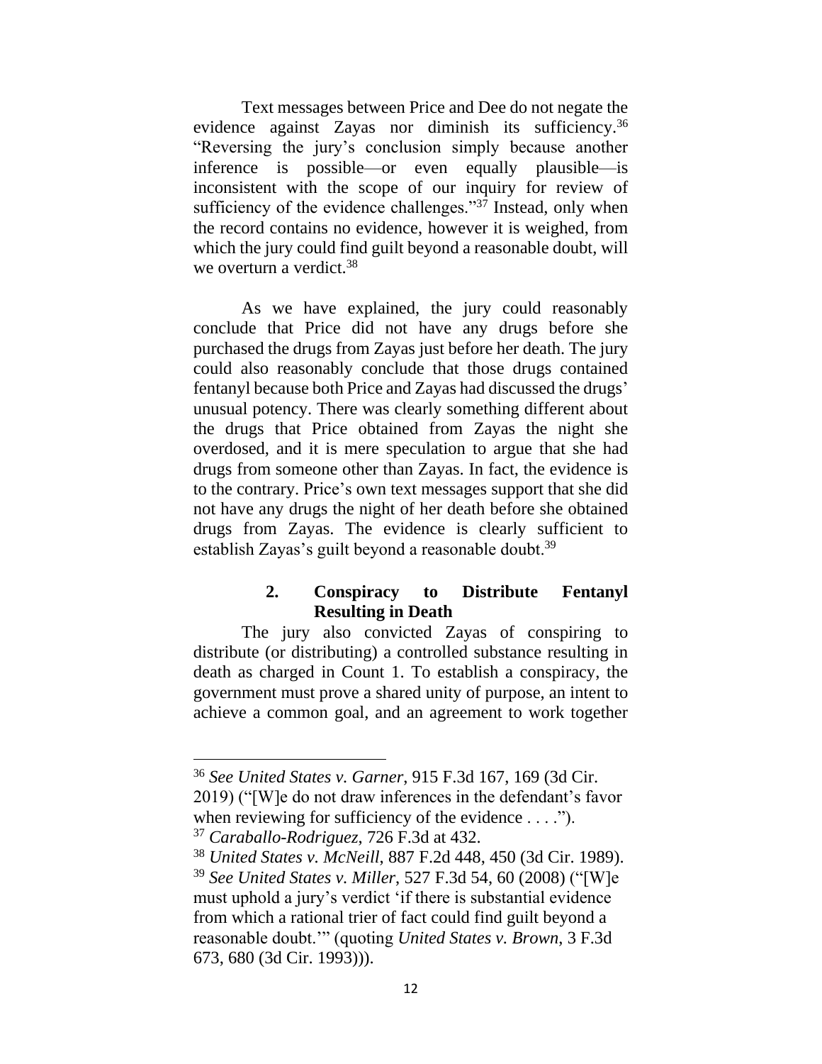Text messages between Price and Dee do not negate the evidence against Zayas nor diminish its sufficiency.[36] "Reversing the jury's conclusion simply because another inference is possible—or even equally plausible—is inconsistent with the scope of our inquiry for review of sufficiency of the evidence challenges."[37] Instead, only when the record contains no evidence, however it is weighed, from which the jury could find guilt beyond a reasonable doubt, will we overturn a verdict.[38]

As we have explained, the jury could reasonably conclude that Price did not have any drugs before she purchased the drugs from Zayas just before her death. The jury could also reasonably conclude that those drugs contained fentanyl because both Price and Zayas had discussed the drugs' unusual potency. There was clearly something different about the drugs that Price obtained from Zayas the night she overdosed, and it is mere speculation to argue that she had drugs from someone other than Zayas. In fact, the evidence is to the contrary. Price's own text messages support that she did not have any drugs the night of her death before she obtained drugs from Zayas. The evidence is clearly sufficient to establish Zayas's guilt beyond a reasonable doubt.[39]

### 2. Conspiracy to Distribute Fentanyl Resulting in Death

The jury also convicted Zayas of conspiring to distribute (or distributing) a controlled substance resulting in death as charged in Count 1. To establish a conspiracy, the government must prove a shared unity of purpose, an intent to achieve a common goal, and an agreement to work together

---

[36] *See United States v. Garner*, 915 F.3d 167, 169 (3d Cir. 2019) ("[W]e do not draw inferences in the defendant's favor when reviewing for sufficiency of the evidence . . . .").

[37] *Caraballo-Rodriguez*, 726 F.3d at 432.

[38] *United States v. McNeill*, 887 F.2d 448, 450 (3d Cir. 1989).

[39] *See United States v. Miller*, 527 F.3d 54, 60 (2008) ("[W]e must uphold a jury's verdict 'if there is substantial evidence from which a rational trier of fact could find guilt beyond a reasonable doubt.'" (quoting *United States v. Brown*, 3 F.3d 673, 680 (3d Cir. 1993))).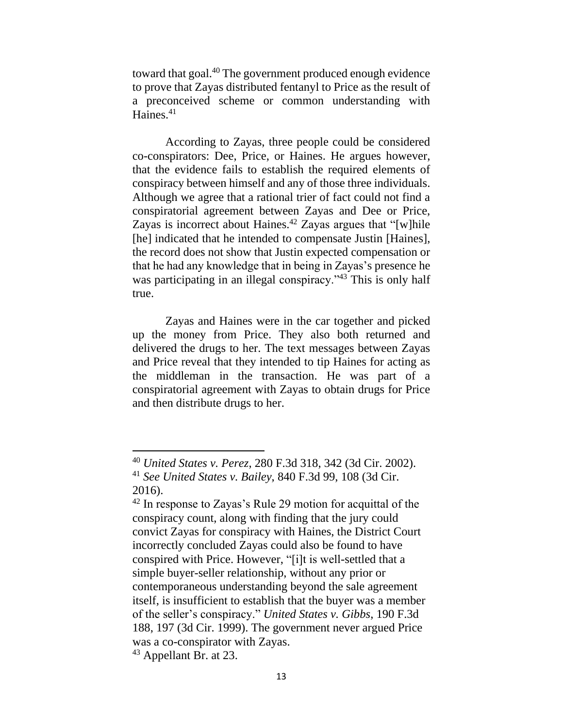toward that goal.[40] The government produced enough evidence to prove that Zayas distributed fentanyl to Price as the result of a preconceived scheme or common understanding with Haines.[41]

According to Zayas, three people could be considered co-conspirators: Dee, Price, or Haines. He argues however, that the evidence fails to establish the required elements of conspiracy between himself and any of those three individuals. Although we agree that a rational trier of fact could not find a conspiratorial agreement between Zayas and Dee or Price, Zayas is incorrect about Haines.[42] Zayas argues that "[w]hile [he] indicated that he intended to compensate Justin [Haines], the record does not show that Justin expected compensation or that he had any knowledge that in being in Zayas's presence he was participating in an illegal conspiracy."[43] This is only half true.

Zayas and Haines were in the car together and picked up the money from Price. They also both returned and delivered the drugs to her. The text messages between Zayas and Price reveal that they intended to tip Haines for acting as the middleman in the transaction. He was part of a conspiratorial agreement with Zayas to obtain drugs for Price and then distribute drugs to her.

---

[40] *United States v. Perez*, 280 F.3d 318, 342 (3d Cir. 2002).

[41] *See United States v. Bailey*, 840 F.3d 99, 108 (3d Cir. 2016).

[42] In response to Zayas's Rule 29 motion for acquittal of the conspiracy count, along with finding that the jury could convict Zayas for conspiracy with Haines, the District Court incorrectly concluded Zayas could also be found to have conspired with Price. However, "[i]t is well-settled that a simple buyer-seller relationship, without any prior or contemporaneous understanding beyond the sale agreement itself, is insufficient to establish that the buyer was a member of the seller's conspiracy." *United States v. Gibbs*, 190 F.3d 188, 197 (3d Cir. 1999). The government never argued Price was a co-conspirator with Zayas.

[43] Appellant Br. at 23.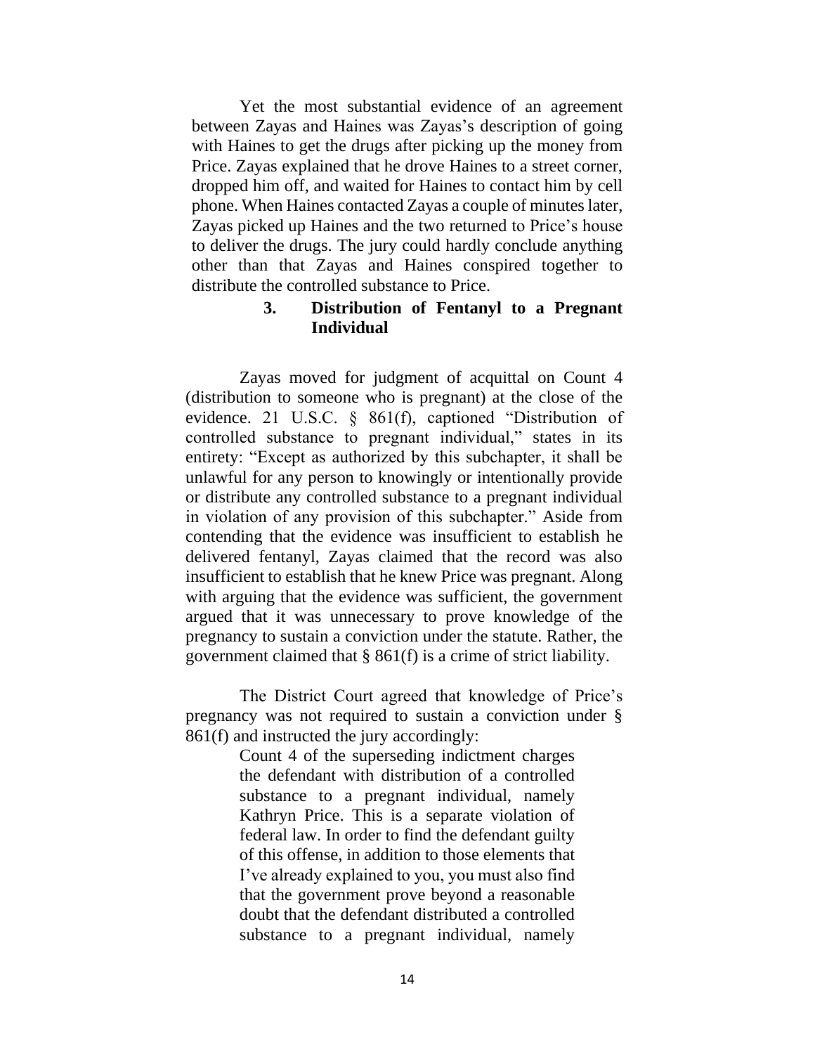Yet the most substantial evidence of an agreement between Zayas and Haines was Zayas's description of going with Haines to get the drugs after picking up the money from Price. Zayas explained that he drove Haines to a street corner, dropped him off, and waited for Haines to contact him by cell phone. When Haines contacted Zayas a couple of minutes later, Zayas picked up Haines and the two returned to Price's house to deliver the drugs. The jury could hardly conclude anything other than that Zayas and Haines conspired together to distribute the controlled substance to Price.

### 3. Distribution of Fentanyl to a Pregnant Individual

Zayas moved for judgment of acquittal on Count 4 (distribution to someone who is pregnant) at the close of the evidence. 21 U.S.C. § 861(f), captioned "Distribution of controlled substance to pregnant individual," states in its entirety: "Except as authorized by this subchapter, it shall be unlawful for any person to knowingly or intentionally provide or distribute any controlled substance to a pregnant individual in violation of any provision of this subchapter." Aside from contending that the evidence was insufficient to establish he delivered fentanyl, Zayas claimed that the record was also insufficient to establish that he knew Price was pregnant. Along with arguing that the evidence was sufficient, the government argued that it was unnecessary to prove knowledge of the pregnancy to sustain a conviction under the statute. Rather, the government claimed that § 861(f) is a crime of strict liability.

The District Court agreed that knowledge of Price's pregnancy was not required to sustain a conviction under § 861(f) and instructed the jury accordingly:

> Count 4 of the superseding indictment charges the defendant with distribution of a controlled substance to a pregnant individual, namely Kathryn Price. This is a separate violation of federal law. In order to find the defendant guilty of this offense, in addition to those elements that I've already explained to you, you must also find that the government prove beyond a reasonable doubt that the defendant distributed a controlled substance to a pregnant individual, namely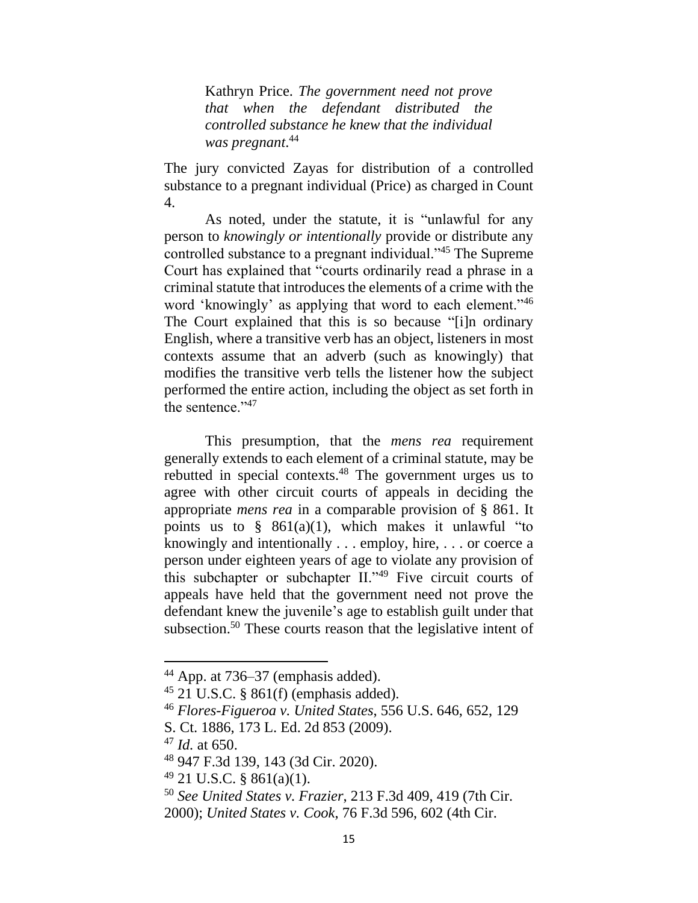> Kathryn Price. *The government need not prove that when the defendant distributed the controlled substance he knew that the individual was pregnant*.[44]

The jury convicted Zayas for distribution of a controlled substance to a pregnant individual (Price) as charged in Count 4.

As noted, under the statute, it is "unlawful for any person to *knowingly or intentionally* provide or distribute any controlled substance to a pregnant individual."[45] The Supreme Court has explained that "courts ordinarily read a phrase in a criminal statute that introduces the elements of a crime with the word 'knowingly' as applying that word to each element."[46] The Court explained that this is so because "[i]n ordinary English, where a transitive verb has an object, listeners in most contexts assume that an adverb (such as knowingly) that modifies the transitive verb tells the listener how the subject performed the entire action, including the object as set forth in the sentence."[47]

This presumption, that the *mens rea* requirement generally extends to each element of a criminal statute, may be rebutted in special contexts.[48] The government urges us to agree with other circuit courts of appeals in deciding the appropriate *mens rea* in a comparable provision of § 861. It points us to § 861(a)(1), which makes it unlawful "to knowingly and intentionally . . . employ, hire, . . . or coerce a person under eighteen years of age to violate any provision of this subchapter or subchapter II."[49] Five circuit courts of appeals have held that the government need not prove the defendant knew the juvenile's age to establish guilt under that subsection.[50] These courts reason that the legislative intent of

---

[44] App. at 736–37 (emphasis added).

[45] 21 U.S.C. § 861(f) (emphasis added).

[46] *Flores-Figueroa v. United States*, 556 U.S. 646, 652, 129 S. Ct. 1886, 173 L. Ed. 2d 853 (2009).

[47] *Id.* at 650.

[48] 947 F.3d 139, 143 (3d Cir. 2020).

[49] 21 U.S.C. § 861(a)(1).

[50] *See United States v. Frazier*, 213 F.3d 409, 419 (7th Cir. 2000); *United States v. Cook*, 76 F.3d 596, 602 (4th Cir.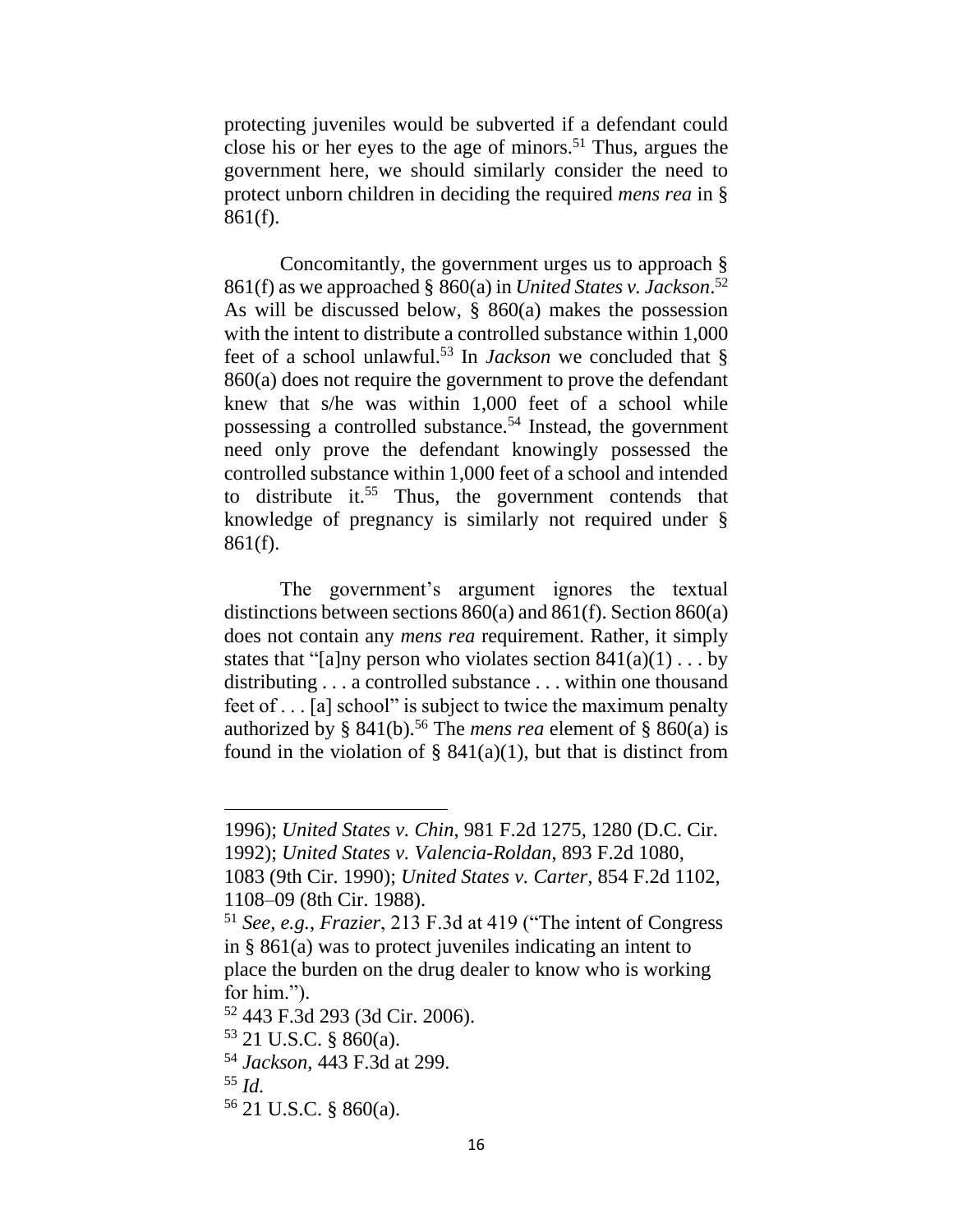protecting juveniles would be subverted if a defendant could close his or her eyes to the age of minors.[51] Thus, argues the government here, we should similarly consider the need to protect unborn children in deciding the required *mens rea* in § 861(f).

Concomitantly, the government urges us to approach § 861(f) as we approached § 860(a) in *United States v. Jackson*.[52] As will be discussed below, § 860(a) makes the possession with the intent to distribute a controlled substance within 1,000 feet of a school unlawful.[53] In *Jackson* we concluded that § 860(a) does not require the government to prove the defendant knew that s/he was within 1,000 feet of a school while possessing a controlled substance.[54] Instead, the government need only prove the defendant knowingly possessed the controlled substance within 1,000 feet of a school and intended to distribute it.[55] Thus, the government contends that knowledge of pregnancy is similarly not required under § 861(f).

The government's argument ignores the textual distinctions between sections 860(a) and 861(f). Section 860(a) does not contain any *mens rea* requirement. Rather, it simply states that "[a]ny person who violates section 841(a)(1) . . . by distributing . . . a controlled substance . . . within one thousand feet of . . . [a] school" is subject to twice the maximum penalty authorized by § 841(b).[56] The *mens rea* element of § 860(a) is found in the violation of § 841(a)(1), but that is distinct from

---

1996); *United States v. Chin*, 981 F.2d 1275, 1280 (D.C. Cir. 1992); *United States v. Valencia-Roldan*, 893 F.2d 1080, 1083 (9th Cir. 1990); *United States v. Carter*, 854 F.2d 1102, 1108–09 (8th Cir. 1988).

[51] *See, e.g.*, *Frazier*, 213 F.3d at 419 ("The intent of Congress in § 861(a) was to protect juveniles indicating an intent to place the burden on the drug dealer to know who is working for him.").

[52] 443 F.3d 293 (3d Cir. 2006).

[53] 21 U.S.C. § 860(a).

[54] *Jackson*, 443 F.3d at 299.

[55] *Id.*

[56] 21 U.S.C. § 860(a).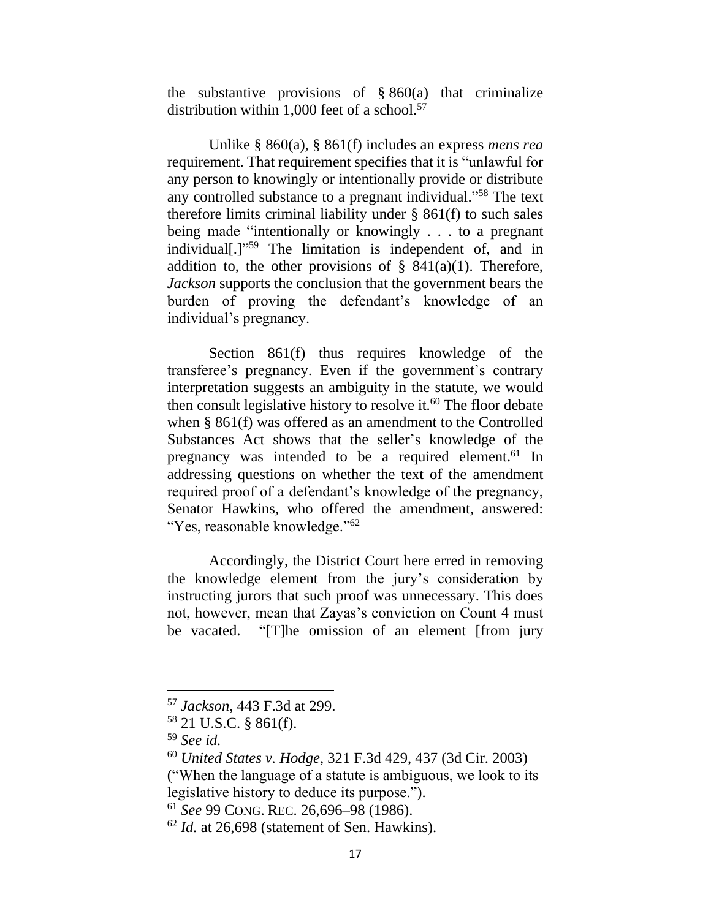the substantive provisions of § 860(a) that criminalize distribution within 1,000 feet of a school.[57]

Unlike § 860(a), § 861(f) includes an express *mens rea* requirement. That requirement specifies that it is "unlawful for any person to knowingly or intentionally provide or distribute any controlled substance to a pregnant individual."[58] The text therefore limits criminal liability under § 861(f) to such sales being made "intentionally or knowingly . . . to a pregnant individual[.]"[59] The limitation is independent of, and in addition to, the other provisions of § 841(a)(1). Therefore, *Jackson* supports the conclusion that the government bears the burden of proving the defendant's knowledge of an individual's pregnancy.

Section 861(f) thus requires knowledge of the transferee's pregnancy. Even if the government's contrary interpretation suggests an ambiguity in the statute, we would then consult legislative history to resolve it.[60] The floor debate when § 861(f) was offered as an amendment to the Controlled Substances Act shows that the seller's knowledge of the pregnancy was intended to be a required element.[61] In addressing questions on whether the text of the amendment required proof of a defendant's knowledge of the pregnancy, Senator Hawkins, who offered the amendment, answered: "Yes, reasonable knowledge."[62]

Accordingly, the District Court here erred in removing the knowledge element from the jury's consideration by instructing jurors that such proof was unnecessary. This does not, however, mean that Zayas's conviction on Count 4 must be vacated. "[T]he omission of an element [from jury

---

[57] *Jackson*, 443 F.3d at 299.

[58] 21 U.S.C. § 861(f).

[59] *See id.*

[60] *United States v. Hodge*, 321 F.3d 429, 437 (3d Cir. 2003) ("When the language of a statute is ambiguous, we look to its legislative history to deduce its purpose.").

[61] *See* 99 CONG. REC. 26,696–98 (1986).

[62] *Id.* at 26,698 (statement of Sen. Hawkins).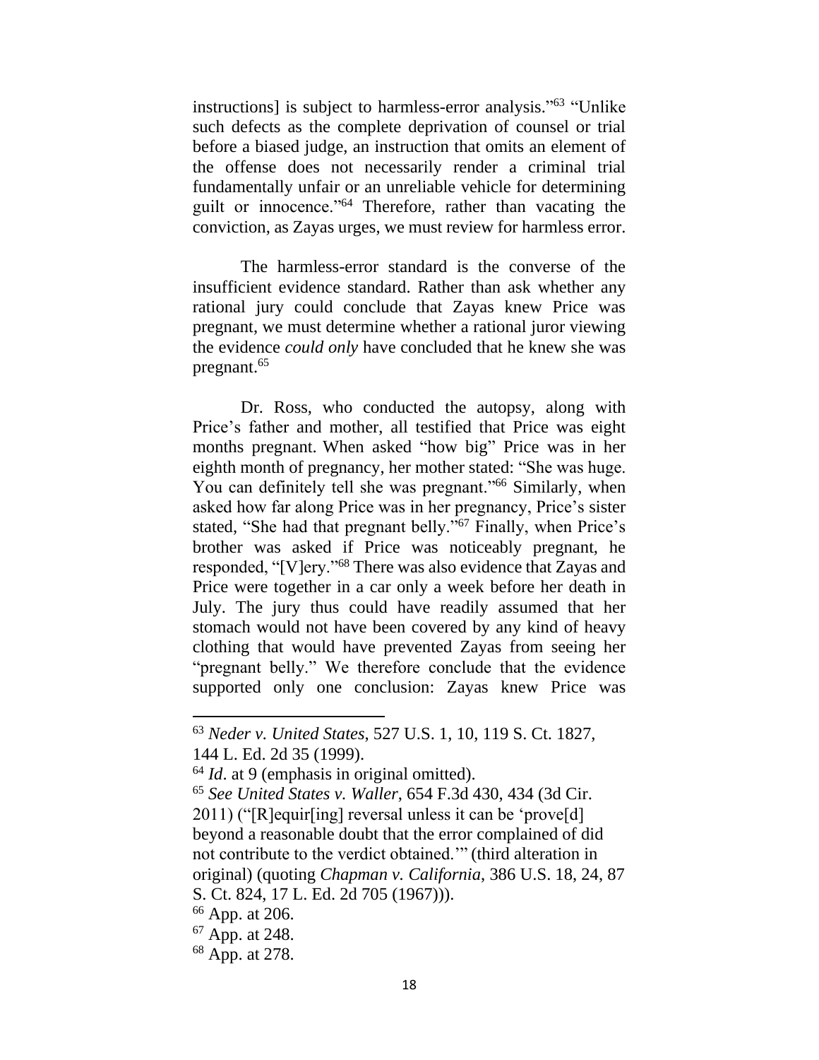instructions] is subject to harmless-error analysis."[63] "Unlike such defects as the complete deprivation of counsel or trial before a biased judge, an instruction that omits an element of the offense does not necessarily render a criminal trial fundamentally unfair or an unreliable vehicle for determining guilt or innocence."[64] Therefore, rather than vacating the conviction, as Zayas urges, we must review for harmless error.

The harmless-error standard is the converse of the insufficient evidence standard. Rather than ask whether any rational jury could conclude that Zayas knew Price was pregnant, we must determine whether a rational juror viewing the evidence *could only* have concluded that he knew she was pregnant.[65]

Dr. Ross, who conducted the autopsy, along with Price's father and mother, all testified that Price was eight months pregnant. When asked "how big" Price was in her eighth month of pregnancy, her mother stated: "She was huge. You can definitely tell she was pregnant."[66] Similarly, when asked how far along Price was in her pregnancy, Price's sister stated, "She had that pregnant belly."[67] Finally, when Price's brother was asked if Price was noticeably pregnant, he responded, "[V]ery."[68] There was also evidence that Zayas and Price were together in a car only a week before her death in July. The jury thus could have readily assumed that her stomach would not have been covered by any kind of heavy clothing that would have prevented Zayas from seeing her "pregnant belly." We therefore conclude that the evidence supported only one conclusion: Zayas knew Price was

---

[63] *Neder v. United States*, 527 U.S. 1, 10, 119 S. Ct. 1827, 144 L. Ed. 2d 35 (1999).

[64] *Id*. at 9 (emphasis in original omitted).

[65] *See United States v. Waller*, 654 F.3d 430, 434 (3d Cir. 2011) ("[R]equir[ing] reversal unless it can be 'prove[d] beyond a reasonable doubt that the error complained of did not contribute to the verdict obtained.'" (third alteration in original) (quoting *Chapman v. California*, 386 U.S. 18, 24, 87 S. Ct. 824, 17 L. Ed. 2d 705 (1967))).

[66] App. at 206.

[67] App. at 248.

[68] App. at 278.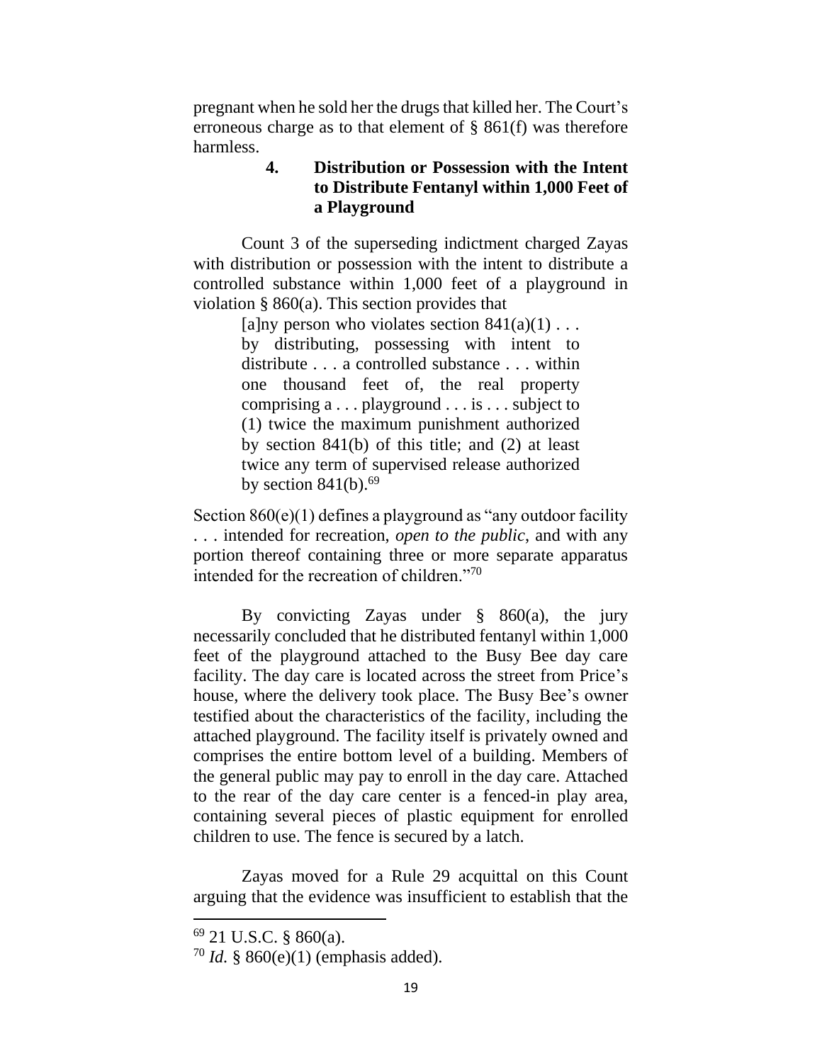pregnant when he sold her the drugs that killed her. The Court's erroneous charge as to that element of § 861(f) was therefore harmless.

#### 4. Distribution or Possession with the Intent to Distribute Fentanyl within 1,000 Feet of a Playground

Count 3 of the superseding indictment charged Zayas with distribution or possession with the intent to distribute a controlled substance within 1,000 feet of a playground in violation § 860(a). This section provides that

> [a]ny person who violates section 841(a)(1) . . . by distributing, possessing with intent to distribute . . . a controlled substance . . . within one thousand feet of, the real property comprising a . . . playground . . . is . . . subject to (1) twice the maximum punishment authorized by section 841(b) of this title; and (2) at least twice any term of supervised release authorized by section 841(b).[69]

Section 860(e)(1) defines a playground as "any outdoor facility . . . intended for recreation, *open to the public*, and with any portion thereof containing three or more separate apparatus intended for the recreation of children."[70]

By convicting Zayas under § 860(a), the jury necessarily concluded that he distributed fentanyl within 1,000 feet of the playground attached to the Busy Bee day care facility. The day care is located across the street from Price's house, where the delivery took place. The Busy Bee's owner testified about the characteristics of the facility, including the attached playground. The facility itself is privately owned and comprises the entire bottom level of a building. Members of the general public may pay to enroll in the day care. Attached to the rear of the day care center is a fenced-in play area, containing several pieces of plastic equipment for enrolled children to use. The fence is secured by a latch.

Zayas moved for a Rule 29 acquittal on this Count arguing that the evidence was insufficient to establish that the

---

[69] 21 U.S.C. § 860(a).

[70] *Id*. § 860(e)(1) (emphasis added).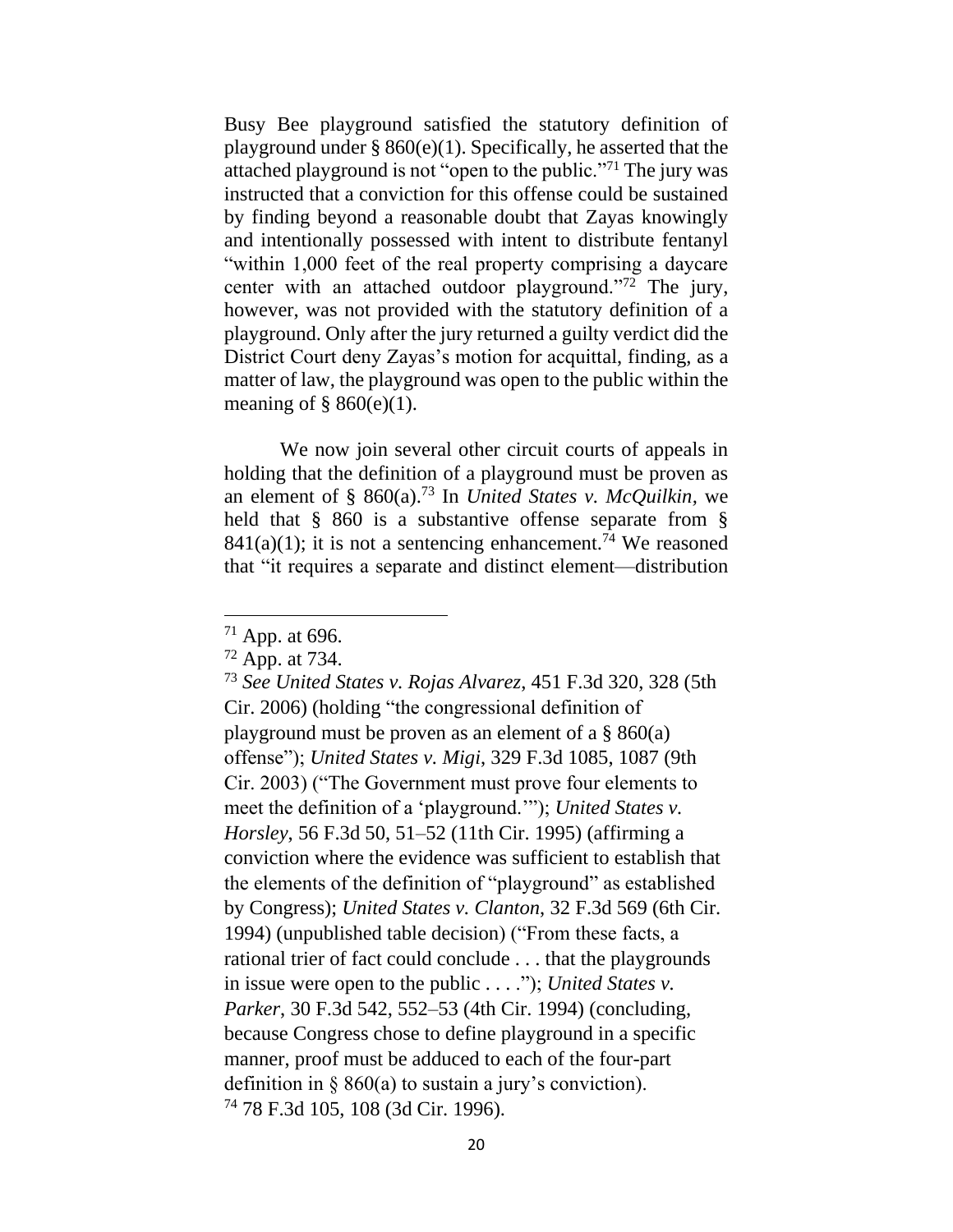Busy Bee playground satisfied the statutory definition of playground under § 860(e)(1). Specifically, he asserted that the attached playground is not "open to the public."[71] The jury was instructed that a conviction for this offense could be sustained by finding beyond a reasonable doubt that Zayas knowingly and intentionally possessed with intent to distribute fentanyl "within 1,000 feet of the real property comprising a daycare center with an attached outdoor playground."[72] The jury, however, was not provided with the statutory definition of a playground. Only after the jury returned a guilty verdict did the District Court deny Zayas's motion for acquittal, finding, as a matter of law, the playground was open to the public within the meaning of § 860(e)(1).

We now join several other circuit courts of appeals in holding that the definition of a playground must be proven as an element of § 860(a).[73] In *United States v. McQuilkin*, we held that § 860 is a substantive offense separate from § 841(a)(1); it is not a sentencing enhancement.[74] We reasoned that "it requires a separate and distinct element—distribution

---

[71] App. at 696.

[72] App. at 734.

[73] *See United States v. Rojas Alvarez*, 451 F.3d 320, 328 (5th Cir. 2006) (holding "the congressional definition of playground must be proven as an element of a § 860(a) offense"); *United States v. Migi*, 329 F.3d 1085, 1087 (9th Cir. 2003) ("The Government must prove four elements to meet the definition of a 'playground.'"); *United States v. Horsley*, 56 F.3d 50, 51–52 (11th Cir. 1995) (affirming a conviction where the evidence was sufficient to establish that the elements of the definition of "playground" as established by Congress); *United States v. Clanton*, 32 F.3d 569 (6th Cir. 1994) (unpublished table decision) ("From these facts, a rational trier of fact could conclude . . . that the playgrounds in issue were open to the public . . . ."); *United States v. Parker*, 30 F.3d 542, 552–53 (4th Cir. 1994) (concluding, because Congress chose to define playground in a specific manner, proof must be adduced to each of the four-part definition in § 860(a) to sustain a jury's conviction).

[74] 78 F.3d 105, 108 (3d Cir. 1996).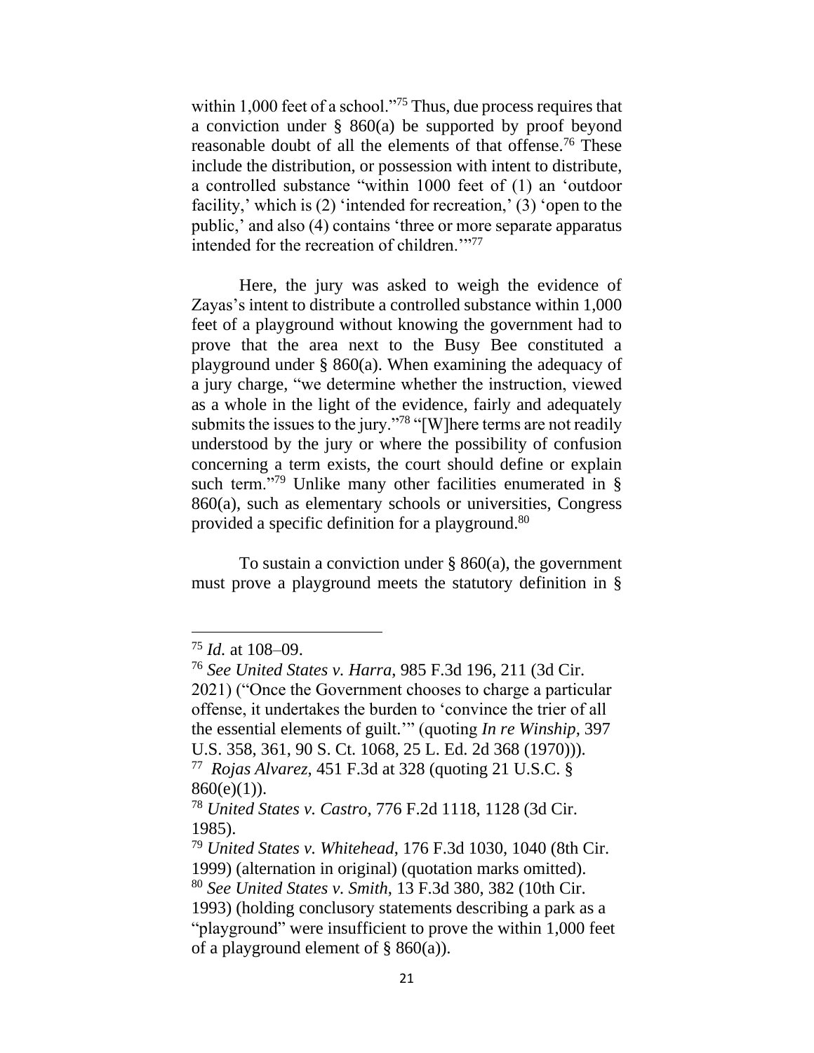within 1,000 feet of a school."[75] Thus, due process requires that a conviction under § 860(a) be supported by proof beyond reasonable doubt of all the elements of that offense.[76] These include the distribution, or possession with intent to distribute, a controlled substance "within 1000 feet of (1) an 'outdoor facility,' which is (2) 'intended for recreation,' (3) 'open to the public,' and also (4) contains 'three or more separate apparatus intended for the recreation of children.'"[77]

Here, the jury was asked to weigh the evidence of Zayas's intent to distribute a controlled substance within 1,000 feet of a playground without knowing the government had to prove that the area next to the Busy Bee constituted a playground under § 860(a). When examining the adequacy of a jury charge, "we determine whether the instruction, viewed as a whole in the light of the evidence, fairly and adequately submits the issues to the jury."[78] "[W]here terms are not readily understood by the jury or where the possibility of confusion concerning a term exists, the court should define or explain such term."[79] Unlike many other facilities enumerated in § 860(a), such as elementary schools or universities, Congress provided a specific definition for a playground.[80]

To sustain a conviction under § 860(a), the government must prove a playground meets the statutory definition in §

---

[75] *Id.* at 108–09.

[76] *See United States v. Harra*, 985 F.3d 196, 211 (3d Cir. 2021) ("Once the Government chooses to charge a particular offense, it undertakes the burden to 'convince the trier of all the essential elements of guilt.'" (quoting *In re Winship*, 397 U.S. 358, 361, 90 S. Ct. 1068, 25 L. Ed. 2d 368 (1970))).

[77] *Rojas Alvarez*, 451 F.3d at 328 (quoting 21 U.S.C. § 860(e)(1)).

[78] *United States v. Castro*, 776 F.2d 1118, 1128 (3d Cir. 1985).

[79] *United States v. Whitehead*, 176 F.3d 1030, 1040 (8th Cir. 1999) (alternation in original) (quotation marks omitted).

[80] *See United States v. Smith*, 13 F.3d 380, 382 (10th Cir. 1993) (holding conclusory statements describing a park as a "playground" were insufficient to prove the within 1,000 feet of a playground element of § 860(a)).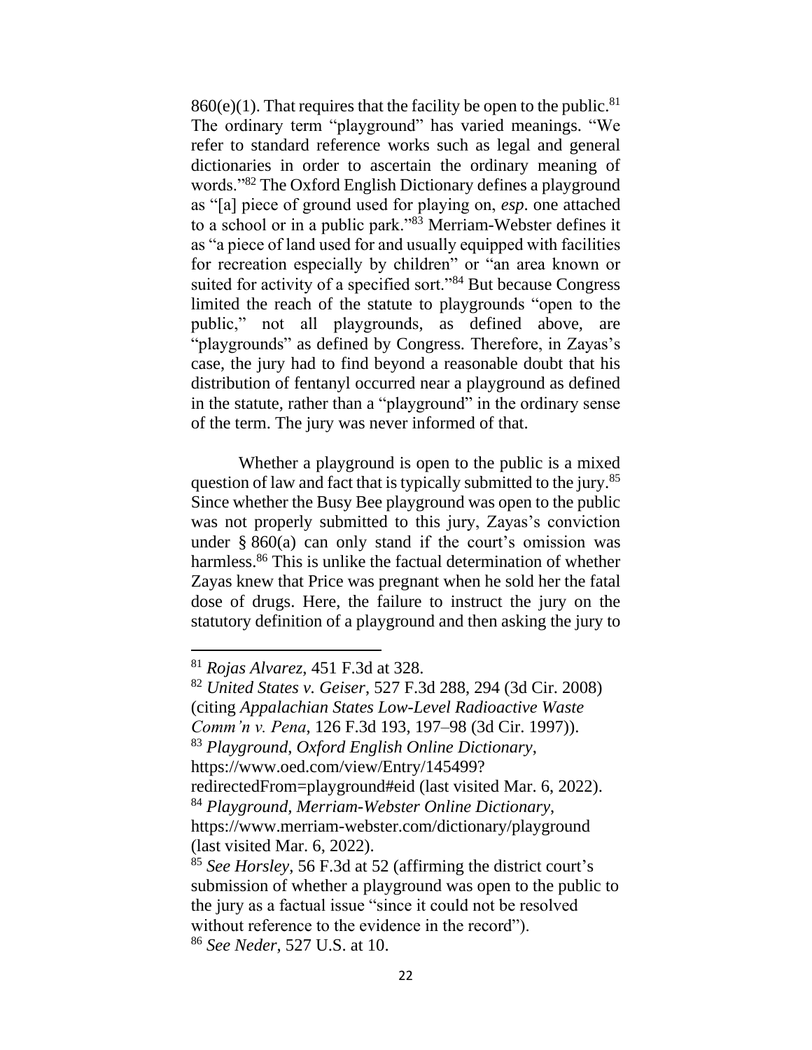860(e)(1). That requires that the facility be open to the public.[81] The ordinary term "playground" has varied meanings. "We refer to standard reference works such as legal and general dictionaries in order to ascertain the ordinary meaning of words."[82] The Oxford English Dictionary defines a playground as "[a] piece of ground used for playing on, *esp*. one attached to a school or in a public park."[83] Merriam-Webster defines it as "a piece of land used for and usually equipped with facilities for recreation especially by children" or "an area known or suited for activity of a specified sort."[84] But because Congress limited the reach of the statute to playgrounds "open to the public," not all playgrounds, as defined above, are "playgrounds" as defined by Congress. Therefore, in Zayas's case, the jury had to find beyond a reasonable doubt that his distribution of fentanyl occurred near a playground as defined in the statute, rather than a "playground" in the ordinary sense of the term. The jury was never informed of that.

Whether a playground is open to the public is a mixed question of law and fact that is typically submitted to the jury.[85] Since whether the Busy Bee playground was open to the public was not properly submitted to this jury, Zayas's conviction under § 860(a) can only stand if the court's omission was harmless.[86] This is unlike the factual determination of whether Zayas knew that Price was pregnant when he sold her the fatal dose of drugs. Here, the failure to instruct the jury on the statutory definition of a playground and then asking the jury to

---

[81] *Rojas Alvarez*, 451 F.3d at 328.

[82] *United States v. Geiser*, 527 F.3d 288, 294 (3d Cir. 2008) (citing *Appalachian States Low-Level Radioactive Waste Comm'n v. Pena*, 126 F.3d 193, 197–98 (3d Cir. 1997)).

[83] *Playground*, *Oxford English Online Dictionary*, https://www.oed.com/view/Entry/145499?redirectedFrom=playground#eid (last visited Mar. 6, 2022).

[84] *Playground*, *Merriam-Webster Online Dictionary*, https://www.merriam-webster.com/dictionary/playground (last visited Mar. 6, 2022).

[85] *See Horsley*, 56 F.3d at 52 (affirming the district court's submission of whether a playground was open to the public to the jury as a factual issue "since it could not be resolved without reference to the evidence in the record").

[86] *See Neder*, 527 U.S. at 10.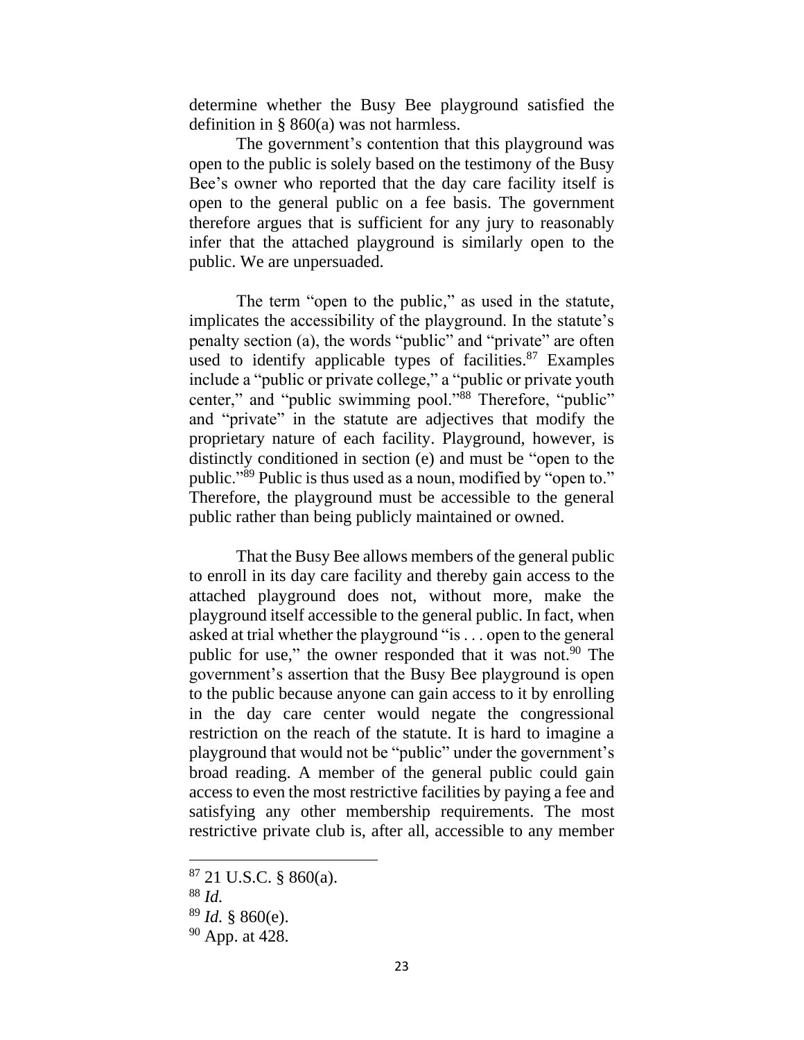determine whether the Busy Bee playground satisfied the definition in § 860(a) was not harmless.

The government's contention that this playground was open to the public is solely based on the testimony of the Busy Bee's owner who reported that the day care facility itself is open to the general public on a fee basis. The government therefore argues that is sufficient for any jury to reasonably infer that the attached playground is similarly open to the public. We are unpersuaded.

The term "open to the public," as used in the statute, implicates the accessibility of the playground. In the statute's penalty section (a), the words "public" and "private" are often used to identify applicable types of facilities.[87] Examples include a "public or private college," a "public or private youth center," and "public swimming pool."[88] Therefore, "public" and "private" in the statute are adjectives that modify the proprietary nature of each facility. Playground, however, is distinctly conditioned in section (e) and must be "open to the public."[89] Public is thus used as a noun, modified by "open to." Therefore, the playground must be accessible to the general public rather than being publicly maintained or owned.

That the Busy Bee allows members of the general public to enroll in its day care facility and thereby gain access to the attached playground does not, without more, make the playground itself accessible to the general public. In fact, when asked at trial whether the playground "is . . . open to the general public for use," the owner responded that it was not.[90] The government's assertion that the Busy Bee playground is open to the public because anyone can gain access to it by enrolling in the day care center would negate the congressional restriction on the reach of the statute. It is hard to imagine a playground that would not be "public" under the government's broad reading. A member of the general public could gain access to even the most restrictive facilities by paying a fee and satisfying any other membership requirements. The most restrictive private club is, after all, accessible to any member

---

[87] 21 U.S.C. § 860(a).

[88] *Id.*

[89] *Id.* § 860(e).

[90] App. at 428.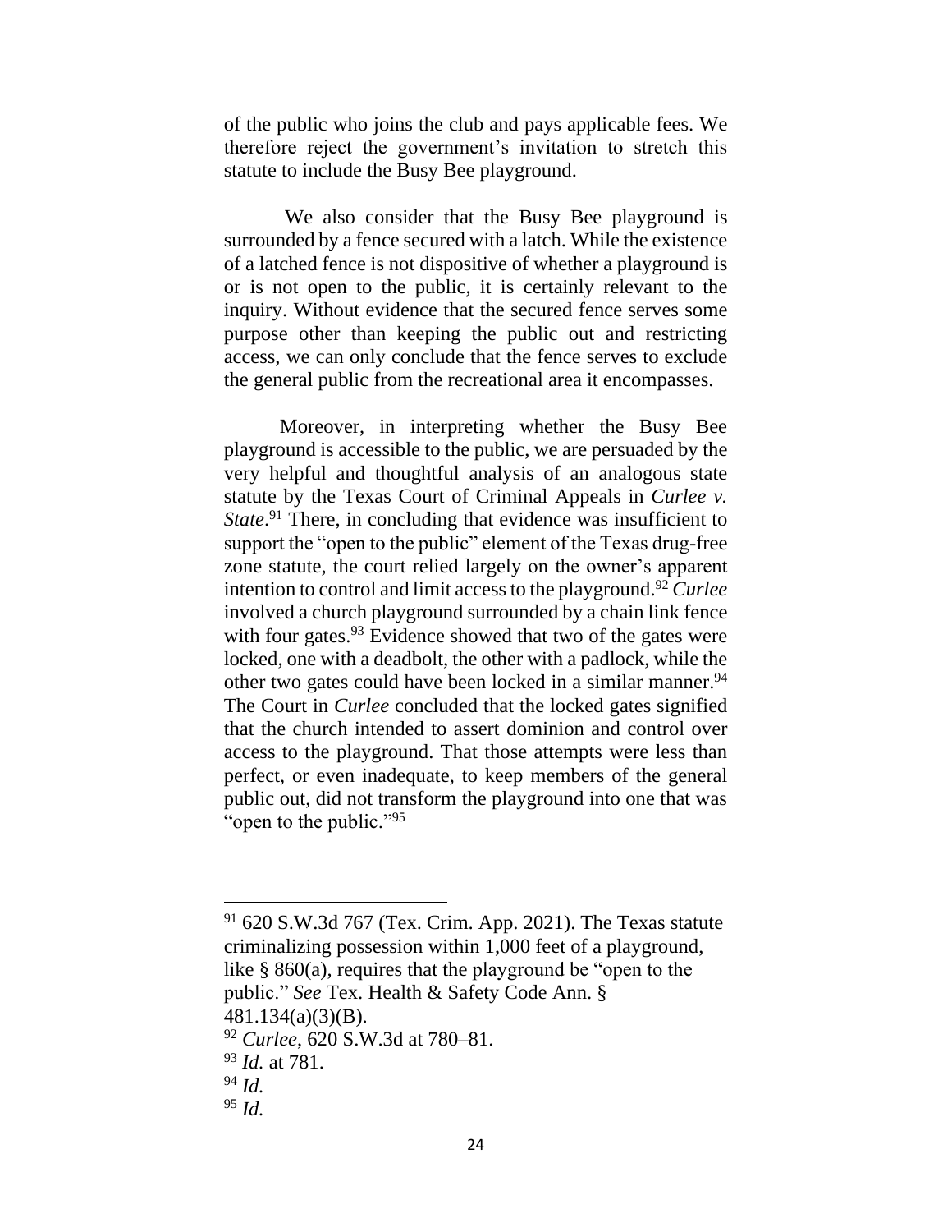of the public who joins the club and pays applicable fees. We therefore reject the government's invitation to stretch this statute to include the Busy Bee playground.

We also consider that the Busy Bee playground is surrounded by a fence secured with a latch. While the existence of a latched fence is not dispositive of whether a playground is or is not open to the public, it is certainly relevant to the inquiry. Without evidence that the secured fence serves some purpose other than keeping the public out and restricting access, we can only conclude that the fence serves to exclude the general public from the recreational area it encompasses.

Moreover, in interpreting whether the Busy Bee playground is accessible to the public, we are persuaded by the very helpful and thoughtful analysis of an analogous state statute by the Texas Court of Criminal Appeals in *Curlee v. State*.[91] There, in concluding that evidence was insufficient to support the "open to the public" element of the Texas drug-free zone statute, the court relied largely on the owner's apparent intention to control and limit access to the playground.[92] *Curlee* involved a church playground surrounded by a chain link fence with four gates.[93] Evidence showed that two of the gates were locked, one with a deadbolt, the other with a padlock, while the other two gates could have been locked in a similar manner.[94] The Court in *Curlee* concluded that the locked gates signified that the church intended to assert dominion and control over access to the playground. That those attempts were less than perfect, or even inadequate, to keep members of the general public out, did not transform the playground into one that was "open to the public."[95]

---

[91] 620 S.W.3d 767 (Tex. Crim. App. 2021). The Texas statute criminalizing possession within 1,000 feet of a playground, like § 860(a), requires that the playground be "open to the public." *See* Tex. Health & Safety Code Ann. § 481.134(a)(3)(B).

[92] *Curlee*, 620 S.W.3d at 780–81.

[93] *Id.* at 781.

[94] *Id.*

[95] *Id.*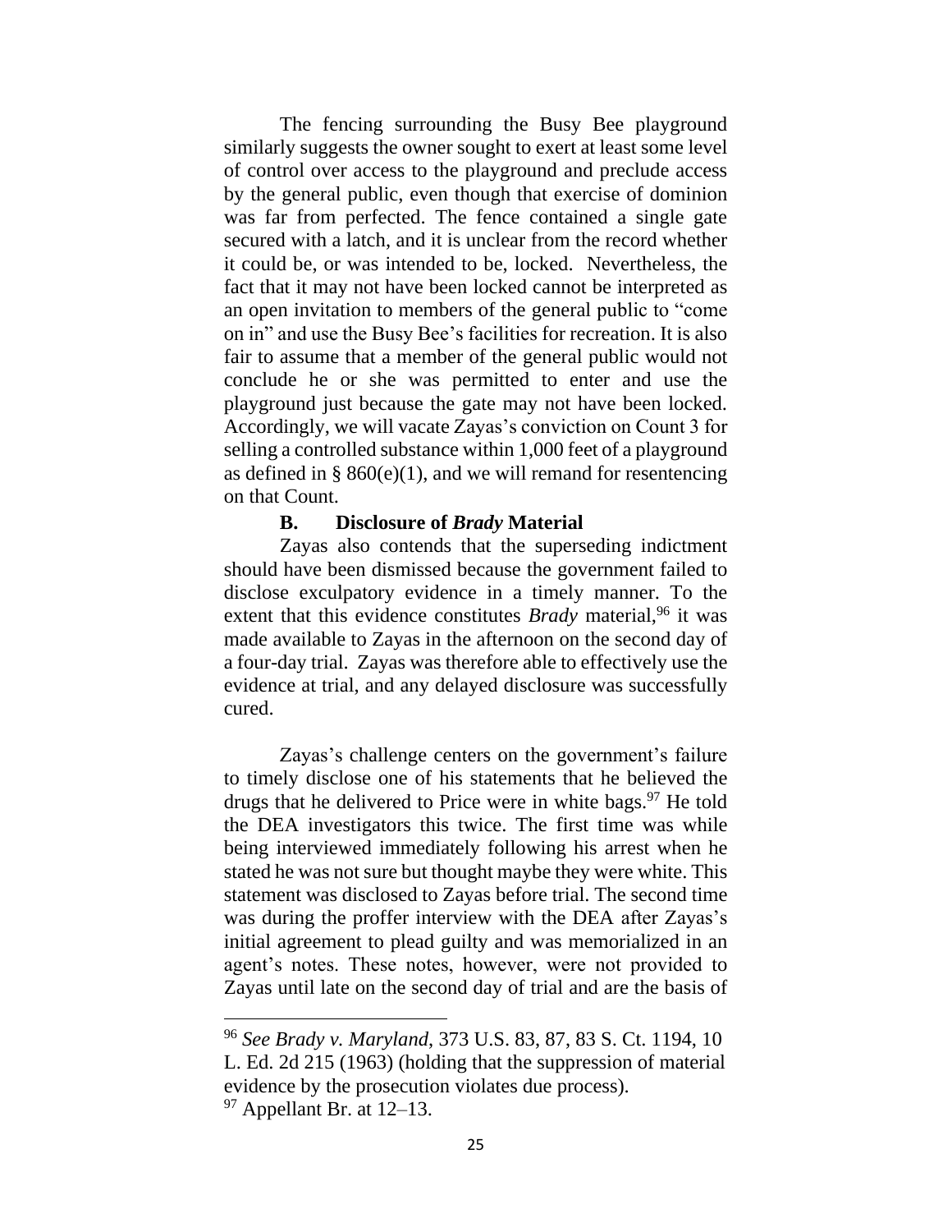The fencing surrounding the Busy Bee playground similarly suggests the owner sought to exert at least some level of control over access to the playground and preclude access by the general public, even though that exercise of dominion was far from perfected. The fence contained a single gate secured with a latch, and it is unclear from the record whether it could be, or was intended to be, locked. Nevertheless, the fact that it may not have been locked cannot be interpreted as an open invitation to members of the general public to "come on in" and use the Busy Bee's facilities for recreation. It is also fair to assume that a member of the general public would not conclude he or she was permitted to enter and use the playground just because the gate may not have been locked. Accordingly, we will vacate Zayas's conviction on Count 3 for selling a controlled substance within 1,000 feet of a playground as defined in § 860(e)(1), and we will remand for resentencing on that Count.

### B. Disclosure of *Brady* Material

Zayas also contends that the superseding indictment should have been dismissed because the government failed to disclose exculpatory evidence in a timely manner. To the extent that this evidence constitutes *Brady* material,[96] it was made available to Zayas in the afternoon on the second day of a four-day trial. Zayas was therefore able to effectively use the evidence at trial, and any delayed disclosure was successfully cured.

Zayas's challenge centers on the government's failure to timely disclose one of his statements that he believed the drugs that he delivered to Price were in white bags.[97] He told the DEA investigators this twice. The first time was while being interviewed immediately following his arrest when he stated he was not sure but thought maybe they were white. This statement was disclosed to Zayas before trial. The second time was during the proffer interview with the DEA after Zayas's initial agreement to plead guilty and was memorialized in an agent's notes. These notes, however, were not provided to Zayas until late on the second day of trial and are the basis of

---

[96] *See Brady v. Maryland*, 373 U.S. 83, 87, 83 S. Ct. 1194, 10 L. Ed. 2d 215 (1963) (holding that the suppression of material evidence by the prosecution violates due process).

[97] Appellant Br. at 12–13.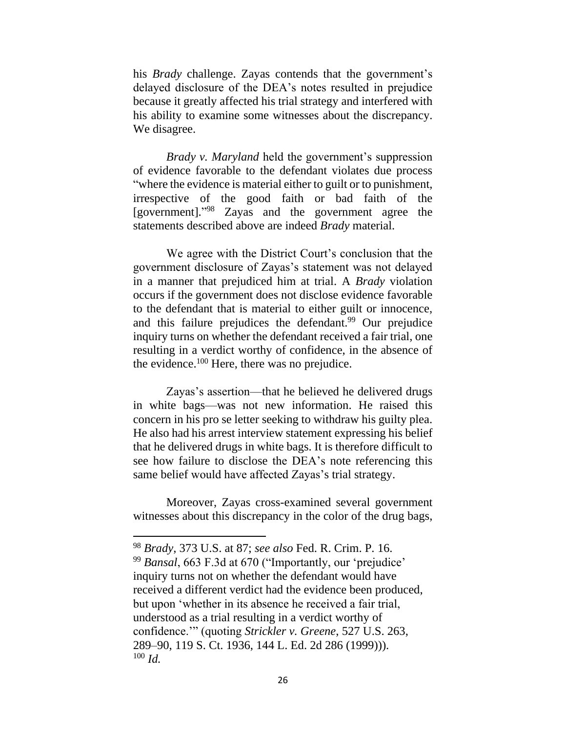his *Brady* challenge. Zayas contends that the government's delayed disclosure of the DEA's notes resulted in prejudice because it greatly affected his trial strategy and interfered with his ability to examine some witnesses about the discrepancy. We disagree.

*Brady v. Maryland* held the government's suppression of evidence favorable to the defendant violates due process "where the evidence is material either to guilt or to punishment, irrespective of the good faith or bad faith of the [government]."[98] Zayas and the government agree the statements described above are indeed *Brady* material.

We agree with the District Court's conclusion that the government disclosure of Zayas's statement was not delayed in a manner that prejudiced him at trial. A *Brady* violation occurs if the government does not disclose evidence favorable to the defendant that is material to either guilt or innocence, and this failure prejudices the defendant.[99] Our prejudice inquiry turns on whether the defendant received a fair trial, one resulting in a verdict worthy of confidence, in the absence of the evidence.[100] Here, there was no prejudice.

Zayas's assertion—that he believed he delivered drugs in white bags—was not new information. He raised this concern in his pro se letter seeking to withdraw his guilty plea. He also had his arrest interview statement expressing his belief that he delivered drugs in white bags. It is therefore difficult to see how failure to disclose the DEA's note referencing this same belief would have affected Zayas's trial strategy.

Moreover, Zayas cross-examined several government witnesses about this discrepancy in the color of the drug bags,

---

[98] *Brady*, 373 U.S. at 87; *see also* Fed. R. Crim. P. 16.

[99] *Bansal*, 663 F.3d at 670 ("Importantly, our 'prejudice' inquiry turns not on whether the defendant would have received a different verdict had the evidence been produced, but upon 'whether in its absence he received a fair trial, understood as a trial resulting in a verdict worthy of confidence.'" (quoting *Strickler v. Greene*, 527 U.S. 263, 289–90, 119 S. Ct. 1936, 144 L. Ed. 2d 286 (1999))).

[100] *Id.*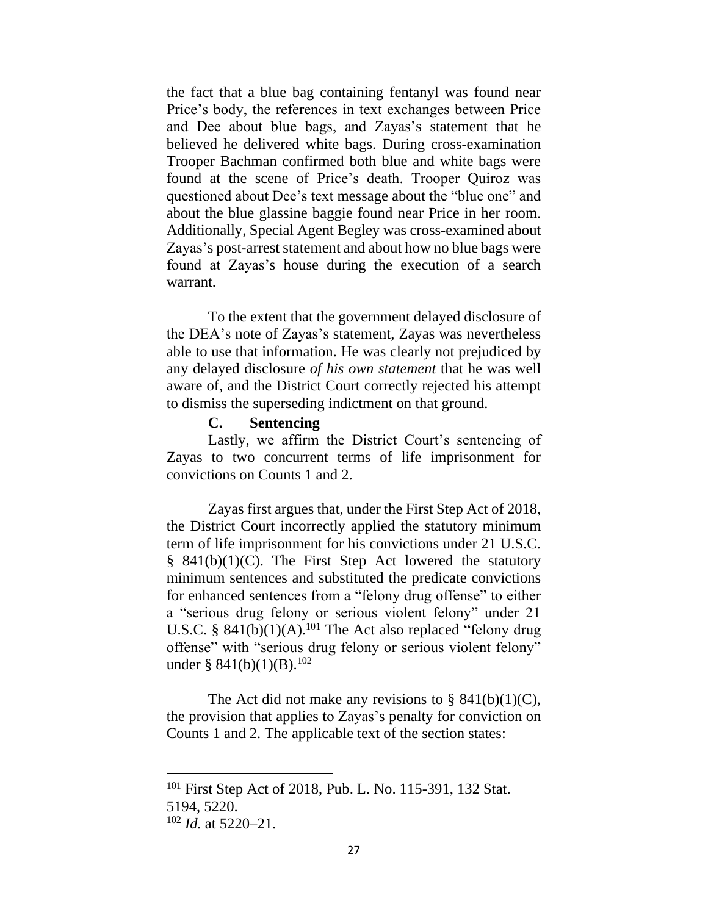the fact that a blue bag containing fentanyl was found near Price's body, the references in text exchanges between Price and Dee about blue bags, and Zayas's statement that he believed he delivered white bags. During cross-examination Trooper Bachman confirmed both blue and white bags were found at the scene of Price's death. Trooper Quiroz was questioned about Dee's text message about the "blue one" and about the blue glassine baggie found near Price in her room. Additionally, Special Agent Begley was cross-examined about Zayas's post-arrest statement and about how no blue bags were found at Zayas's house during the execution of a search warrant.

To the extent that the government delayed disclosure of the DEA's note of Zayas's statement, Zayas was nevertheless able to use that information. He was clearly not prejudiced by any delayed disclosure *of his own statement* that he was well aware of, and the District Court correctly rejected his attempt to dismiss the superseding indictment on that ground.

### C. Sentencing

Lastly, we affirm the District Court's sentencing of Zayas to two concurrent terms of life imprisonment for convictions on Counts 1 and 2.

Zayas first argues that, under the First Step Act of 2018, the District Court incorrectly applied the statutory minimum term of life imprisonment for his convictions under 21 U.S.C. § 841(b)(1)(C). The First Step Act lowered the statutory minimum sentences and substituted the predicate convictions for enhanced sentences from a "felony drug offense" to either a "serious drug felony or serious violent felony" under 21 U.S.C. § 841(b)(1)(A).[101] The Act also replaced "felony drug offense" with "serious drug felony or serious violent felony" under § 841(b)(1)(B).[102]

The Act did not make any revisions to § 841(b)(1)(C), the provision that applies to Zayas's penalty for conviction on Counts 1 and 2. The applicable text of the section states:

---

[101] First Step Act of 2018, Pub. L. No. 115-391, 132 Stat. 5194, 5220.

[102] *Id.* at 5220–21.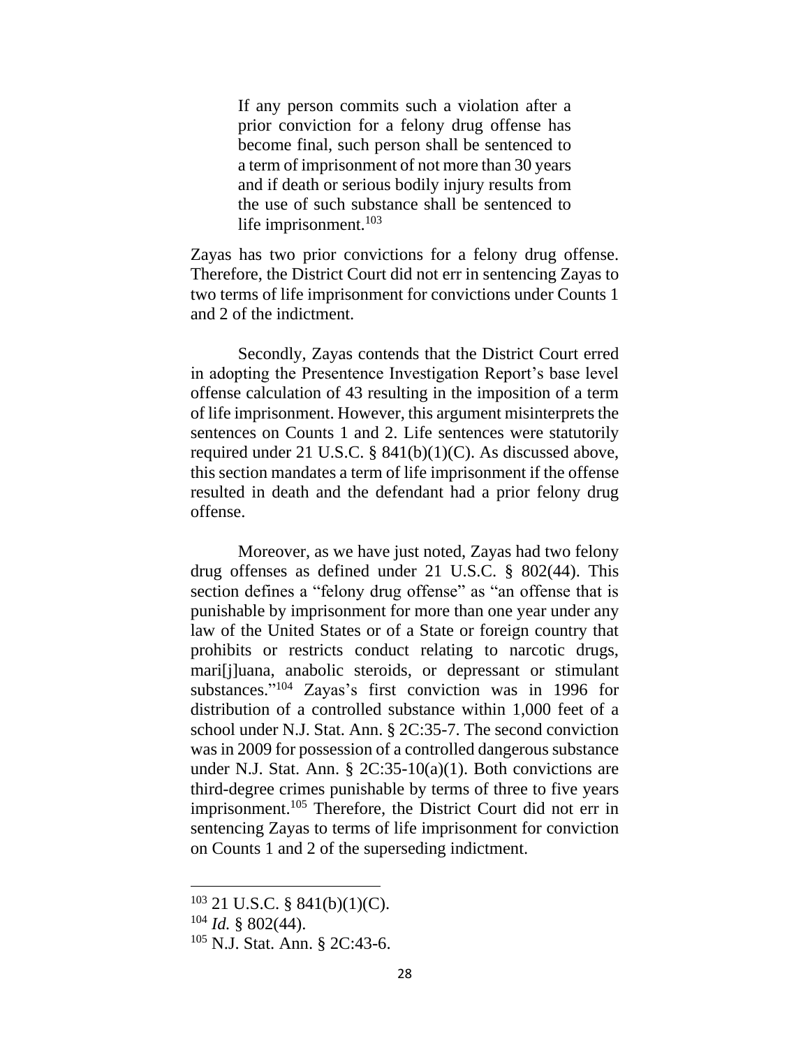> If any person commits such a violation after a prior conviction for a felony drug offense has become final, such person shall be sentenced to a term of imprisonment of not more than 30 years and if death or serious bodily injury results from the use of such substance shall be sentenced to life imprisonment.[103]

Zayas has two prior convictions for a felony drug offense. Therefore, the District Court did not err in sentencing Zayas to two terms of life imprisonment for convictions under Counts 1 and 2 of the indictment.

Secondly, Zayas contends that the District Court erred in adopting the Presentence Investigation Report's base level offense calculation of 43 resulting in the imposition of a term of life imprisonment. However, this argument misinterprets the sentences on Counts 1 and 2. Life sentences were statutorily required under 21 U.S.C. § 841(b)(1)(C). As discussed above, this section mandates a term of life imprisonment if the offense resulted in death and the defendant had a prior felony drug offense.

Moreover, as we have just noted, Zayas had two felony drug offenses as defined under 21 U.S.C. § 802(44). This section defines a "felony drug offense" as "an offense that is punishable by imprisonment for more than one year under any law of the United States or of a State or foreign country that prohibits or restricts conduct relating to narcotic drugs, mari[j]uana, anabolic steroids, or depressant or stimulant substances."[104] Zayas's first conviction was in 1996 for distribution of a controlled substance within 1,000 feet of a school under N.J. Stat. Ann. § 2C:35-7. The second conviction was in 2009 for possession of a controlled dangerous substance under N.J. Stat. Ann. § 2C:35-10(a)(1). Both convictions are third-degree crimes punishable by terms of three to five years imprisonment.[105] Therefore, the District Court did not err in sentencing Zayas to terms of life imprisonment for conviction on Counts 1 and 2 of the superseding indictment.

---

[103] 21 U.S.C. § 841(b)(1)(C).

[104] *Id.* § 802(44).

[105] N.J. Stat. Ann. § 2C:43-6.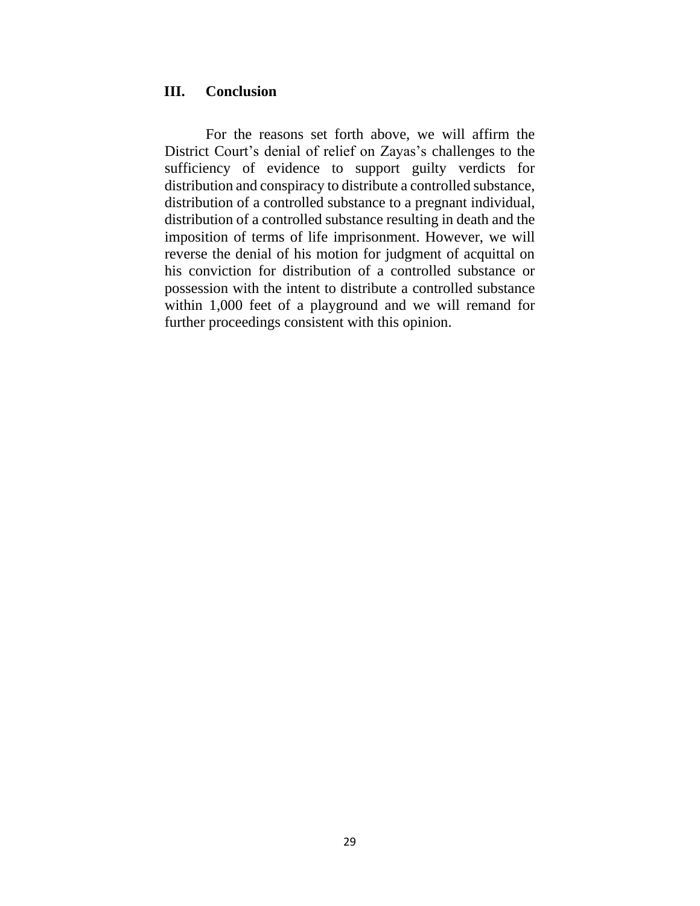## III. Conclusion

For the reasons set forth above, we will affirm the District Court's denial of relief on Zayas's challenges to the sufficiency of evidence to support guilty verdicts for distribution and conspiracy to distribute a controlled substance, distribution of a controlled substance to a pregnant individual, distribution of a controlled substance resulting in death and the imposition of terms of life imprisonment. However, we will reverse the denial of his motion for judgment of acquittal on his conviction for distribution of a controlled substance or possession with the intent to distribute a controlled substance within 1,000 feet of a playground and we will remand for further proceedings consistent with this opinion.